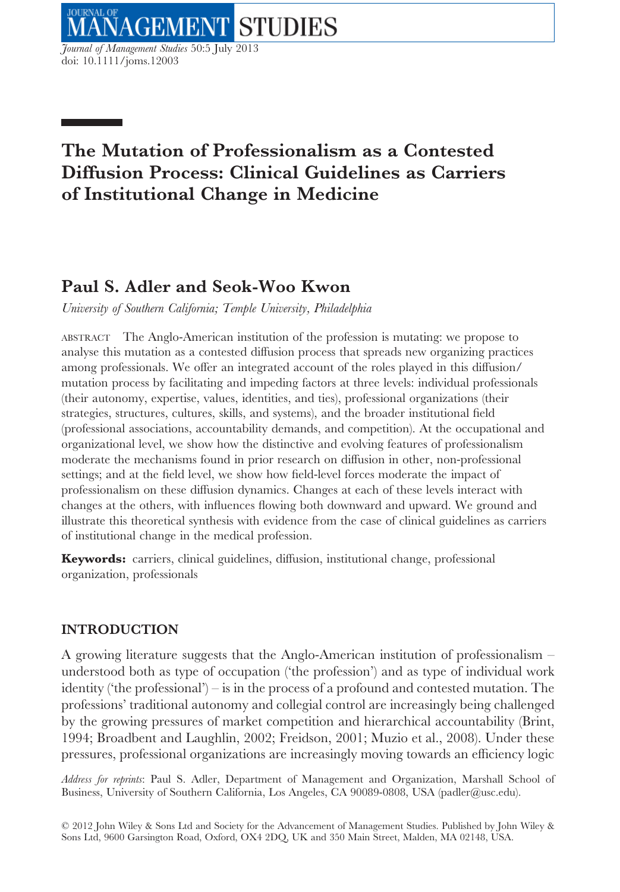# The Mutation of Professionalism as a Contested Diffusion Process: Clinical Guidelines as Carriers of Institutional Change in Medicine

## Paul S. Adler and Seok-Woo Kwon

*University of Southern California; Temple University, Philadelphia*

ABSTRACT The Anglo-American institution of the profession is mutating: we propose to analyse this mutation as a contested diffusion process that spreads new organizing practices among professionals. We offer an integrated account of the roles played in this diffusion/mutation process by facilitating and impeding factors at three levels: individual professionals (their autonomy, expertise, values, identities, and ties), professional organizations (their strategies, structures, cultures, skills, and systems), and the broader institutional field (professional associations, accountability demands, and competition). At the occupational and organizational level, we show how the distinctive and evolving features of professionalism moderate the mechanisms found in prior research on diffusion in other, non-professional settings; and at the field level, we show how field-level forces moderate the impact of professionalism on these diffusion dynamics. Changes at each of these levels interact with changes at the others, with influences flowing both downward and upward. We ground and illustrate this theoretical synthesis with evidence from the case of clinical guidelines as carriers of institutional change in the medical profession.

**Keywords:** carriers, clinical guidelines, diffusion, institutional change, professional organization, professionals

## INTRODUCTION

A growing literature suggests that the Anglo-American institution of professionalism – understood both as type of occupation ('the profession') and as type of individual work identity ('the professional') – is in the process of a profound and contested mutation. The professions' traditional autonomy and collegial control are increasingly being challenged by the growing pressures of market competition and hierarchical accountability (Brint, 1994; Broadbent and Laughlin, 2002; Freidson, 2001; Muzio et al., 2008). Under these pressures, professional organizations are increasingly moving towards an efficiency logic

*Address for reprints*: Paul S. Adler, Department of Management and Organization, Marshall School of Business, University of Southern California, Los Angeles, CA 90089-0808, USA (padler@usc.edu).

© 2012 John Wiley & Sons Ltd and Society for the Advancement of Management Studies. Published by John Wiley & Sons Ltd, 9600 Garsington Road, Oxford, OX4 2DQ, UK and 350 Main Street, Malden, MA 02148, USA.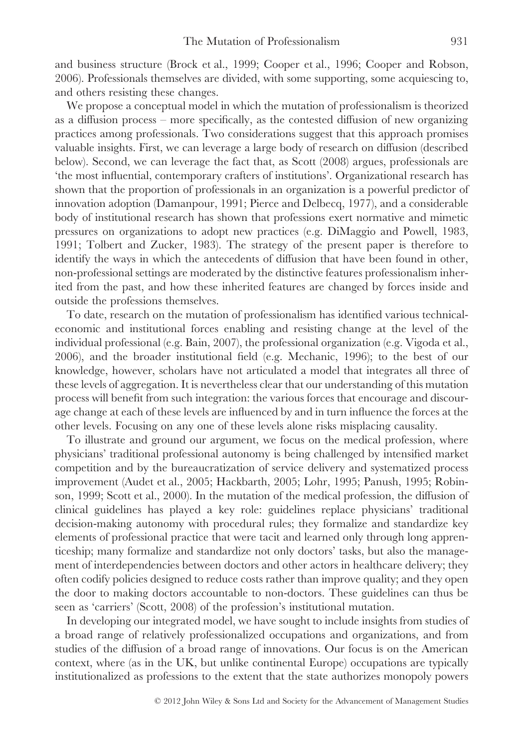and business structure (Brock et al., 1999; Cooper et al., 1996; Cooper and Robson, 2006). Professionals themselves are divided, with some supporting, some acquiescing to, and others resisting these changes.

We propose a conceptual model in which the mutation of professionalism is theorized as a diffusion process – more specifically, as the contested diffusion of new organizing practices among professionals. Two considerations suggest that this approach promises valuable insights. First, we can leverage a large body of research on diffusion (described below). Second, we can leverage the fact that, as Scott (2008) argues, professionals are 'the most influential, contemporary crafters of institutions'. Organizational research has shown that the proportion of professionals in an organization is a powerful predictor of innovation adoption (Damanpour, 1991; Pierce and Delbecq, 1977), and a considerable body of institutional research has shown that professions exert normative and mimetic pressures on organizations to adopt new practices (e.g. DiMaggio and Powell, 1983, 1991; Tolbert and Zucker, 1983). The strategy of the present paper is therefore to identify the ways in which the antecedents of diffusion that have been found in other, non-professional settings are moderated by the distinctive features professionalism inherited from the past, and how these inherited features are changed by forces inside and outside the professions themselves.

To date, research on the mutation of professionalism has identified various technical-economic and institutional forces enabling and resisting change at the level of the individual professional (e.g. Bain, 2007), the professional organization (e.g. Vigoda et al., 2006), and the broader institutional field (e.g. Mechanic, 1996); to the best of our knowledge, however, scholars have not articulated a model that integrates all three of these levels of aggregation. It is nevertheless clear that our understanding of this mutation process will benefit from such integration: the various forces that encourage and discourage change at each of these levels are influenced by and in turn influence the forces at the other levels. Focusing on any one of these levels alone risks misplacing causality.

To illustrate and ground our argument, we focus on the medical profession, where physicians' traditional professional autonomy is being challenged by intensified market competition and by the bureaucratization of service delivery and systematized process improvement (Audet et al., 2005; Hackbarth, 2005; Lohr, 1995; Panush, 1995; Robinson, 1999; Scott et al., 2000). In the mutation of the medical profession, the diffusion of clinical guidelines has played a key role: guidelines replace physicians' traditional decision-making autonomy with procedural rules; they formalize and standardize key elements of professional practice that were tacit and learned only through long apprenticeship; many formalize and standardize not only doctors' tasks, but also the management of interdependencies between doctors and other actors in healthcare delivery; they often codify policies designed to reduce costs rather than improve quality; and they open the door to making doctors accountable to non-doctors. These guidelines can thus be seen as 'carriers' (Scott, 2008) of the profession's institutional mutation.

In developing our integrated model, we have sought to include insights from studies of a broad range of relatively professionalized occupations and organizations, and from studies of the diffusion of a broad range of innovations. Our focus is on the American context, where (as in the UK, but unlike continental Europe) occupations are typically institutionalized as professions to the extent that the state authorizes monopoly powers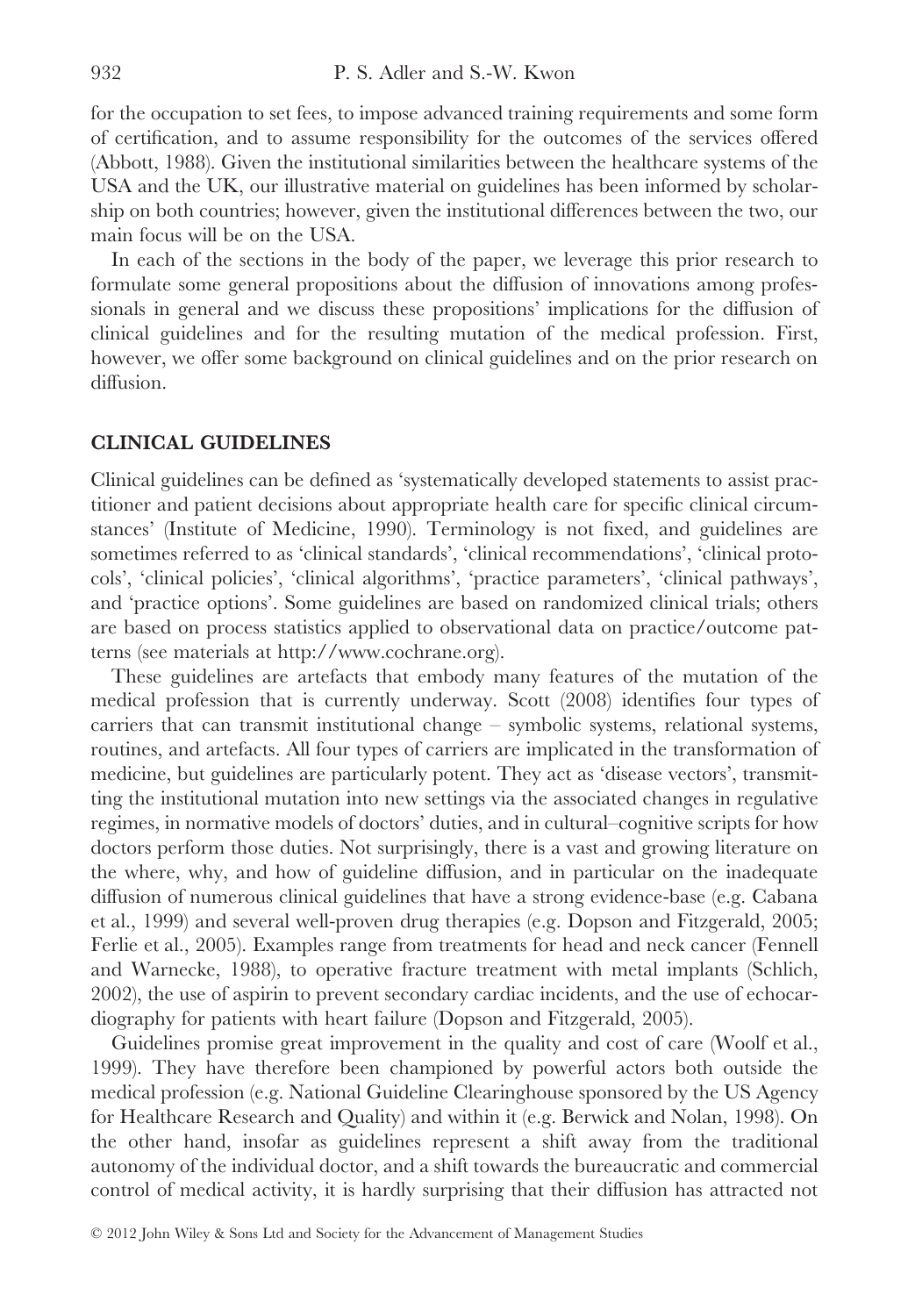for the occupation to set fees, to impose advanced training requirements and some form of certification, and to assume responsibility for the outcomes of the services offered (Abbott, 1988). Given the institutional similarities between the healthcare systems of the USA and the UK, our illustrative material on guidelines has been informed by scholarship on both countries; however, given the institutional differences between the two, our main focus will be on the USA.

In each of the sections in the body of the paper, we leverage this prior research to formulate some general propositions about the diffusion of innovations among professionals in general and we discuss these propositions' implications for the diffusion of clinical guidelines and for the resulting mutation of the medical profession. First, however, we offer some background on clinical guidelines and on the prior research on diffusion.

## CLINICAL GUIDELINES

Clinical guidelines can be defined as 'systematically developed statements to assist practitioner and patient decisions about appropriate health care for specific clinical circumstances' (Institute of Medicine, 1990). Terminology is not fixed, and guidelines are sometimes referred to as 'clinical standards', 'clinical recommendations', 'clinical protocols', 'clinical policies', 'clinical algorithms', 'practice parameters', 'clinical pathways', and 'practice options'. Some guidelines are based on randomized clinical trials; others are based on process statistics applied to observational data on practice/outcome patterns (see materials at http://www.cochrane.org).

These guidelines are artefacts that embody many features of the mutation of the medical profession that is currently underway. Scott (2008) identifies four types of carriers that can transmit institutional change – symbolic systems, relational systems, routines, and artefacts. All four types of carriers are implicated in the transformation of medicine, but guidelines are particularly potent. They act as 'disease vectors', transmitting the institutional mutation into new settings via the associated changes in regulative regimes, in normative models of doctors' duties, and in cultural–cognitive scripts for how doctors perform those duties. Not surprisingly, there is a vast and growing literature on the where, why, and how of guideline diffusion, and in particular on the inadequate diffusion of numerous clinical guidelines that have a strong evidence-base (e.g. Cabana et al., 1999) and several well-proven drug therapies (e.g. Dopson and Fitzgerald, 2005; Ferlie et al., 2005). Examples range from treatments for head and neck cancer (Fennell and Warnecke, 1988), to operative fracture treatment with metal implants (Schlich, 2002), the use of aspirin to prevent secondary cardiac incidents, and the use of echocardiography for patients with heart failure (Dopson and Fitzgerald, 2005).

Guidelines promise great improvement in the quality and cost of care (Woolf et al., 1999). They have therefore been championed by powerful actors both outside the medical profession (e.g. National Guideline Clearinghouse sponsored by the US Agency for Healthcare Research and Quality) and within it (e.g. Berwick and Nolan, 1998). On the other hand, insofar as guidelines represent a shift away from the traditional autonomy of the individual doctor, and a shift towards the bureaucratic and commercial control of medical activity, it is hardly surprising that their diffusion has attracted not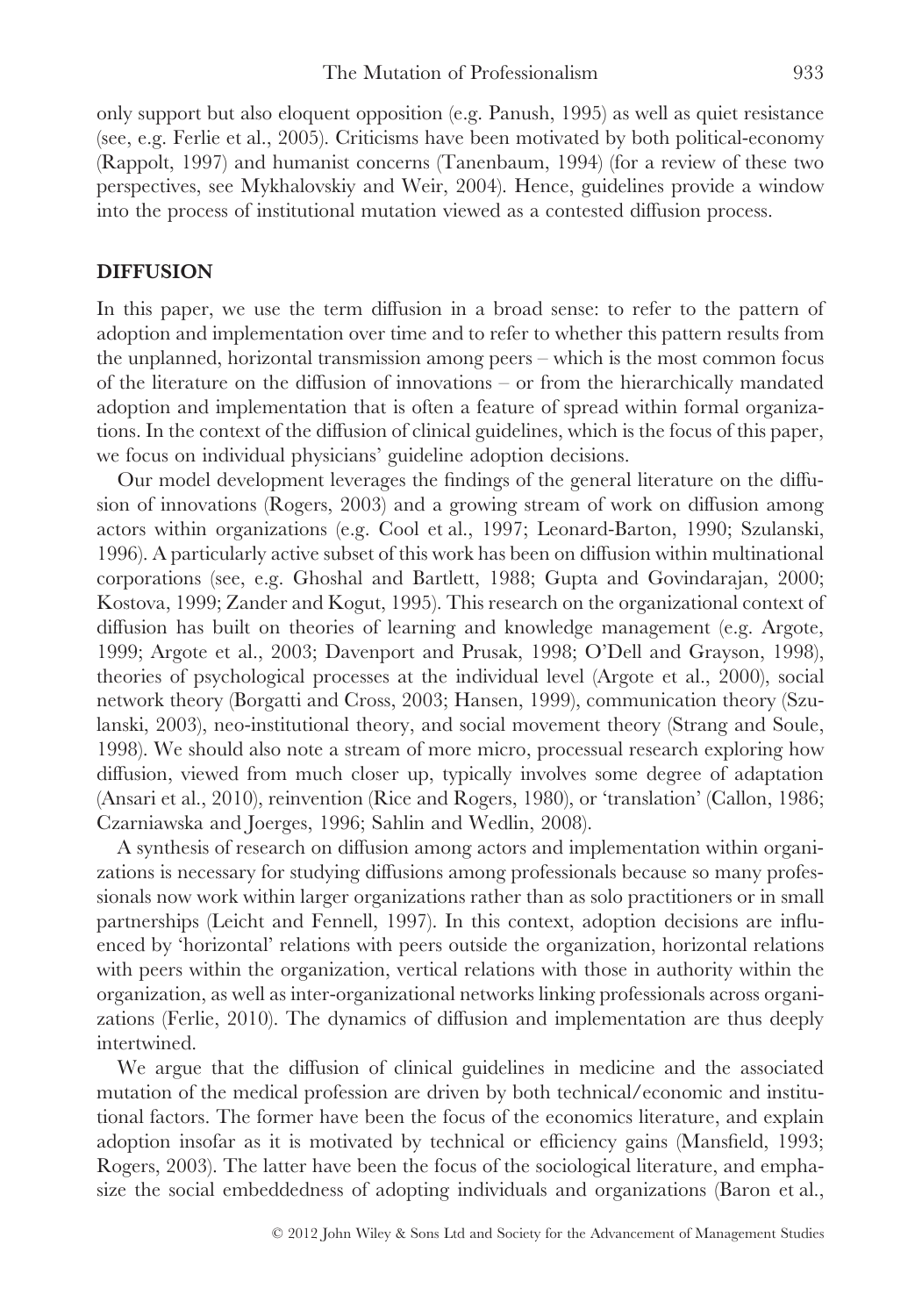only support but also eloquent opposition (e.g. Panush, 1995) as well as quiet resistance (see, e.g. Ferlie et al., 2005). Criticisms have been motivated by both political-economy (Rappolt, 1997) and humanist concerns (Tanenbaum, 1994) (for a review of these two perspectives, see Mykhalovskiy and Weir, 2004). Hence, guidelines provide a window into the process of institutional mutation viewed as a contested diffusion process.

## DIFFUSION

In this paper, we use the term diffusion in a broad sense: to refer to the pattern of adoption and implementation over time and to refer to whether this pattern results from the unplanned, horizontal transmission among peers – which is the most common focus of the literature on the diffusion of innovations – or from the hierarchically mandated adoption and implementation that is often a feature of spread within formal organizations. In the context of the diffusion of clinical guidelines, which is the focus of this paper, we focus on individual physicians' guideline adoption decisions.

Our model development leverages the findings of the general literature on the diffusion of innovations (Rogers, 2003) and a growing stream of work on diffusion among actors within organizations (e.g. Cool et al., 1997; Leonard-Barton, 1990; Szulanski, 1996). A particularly active subset of this work has been on diffusion within multinational corporations (see, e.g. Ghoshal and Bartlett, 1988; Gupta and Govindarajan, 2000; Kostova, 1999; Zander and Kogut, 1995). This research on the organizational context of diffusion has built on theories of learning and knowledge management (e.g. Argote, 1999; Argote et al., 2003; Davenport and Prusak, 1998; O'Dell and Grayson, 1998), theories of psychological processes at the individual level (Argote et al., 2000), social network theory (Borgatti and Cross, 2003; Hansen, 1999), communication theory (Szulanski, 2003), neo-institutional theory, and social movement theory (Strang and Soule, 1998). We should also note a stream of more micro, processual research exploring how diffusion, viewed from much closer up, typically involves some degree of adaptation (Ansari et al., 2010), reinvention (Rice and Rogers, 1980), or 'translation' (Callon, 1986; Czarniawska and Joerges, 1996; Sahlin and Wedlin, 2008).

A synthesis of research on diffusion among actors and implementation within organizations is necessary for studying diffusions among professionals because so many professionals now work within larger organizations rather than as solo practitioners or in small partnerships (Leicht and Fennell, 1997). In this context, adoption decisions are influenced by 'horizontal' relations with peers outside the organization, horizontal relations with peers within the organization, vertical relations with those in authority within the organization, as well as inter-organizational networks linking professionals across organizations (Ferlie, 2010). The dynamics of diffusion and implementation are thus deeply intertwined.

We argue that the diffusion of clinical guidelines in medicine and the associated mutation of the medical profession are driven by both technical/economic and institutional factors. The former have been the focus of the economics literature, and explain adoption insofar as it is motivated by technical or efficiency gains (Mansfield, 1993; Rogers, 2003). The latter have been the focus of the sociological literature, and emphasize the social embeddedness of adopting individuals and organizations (Baron et al.,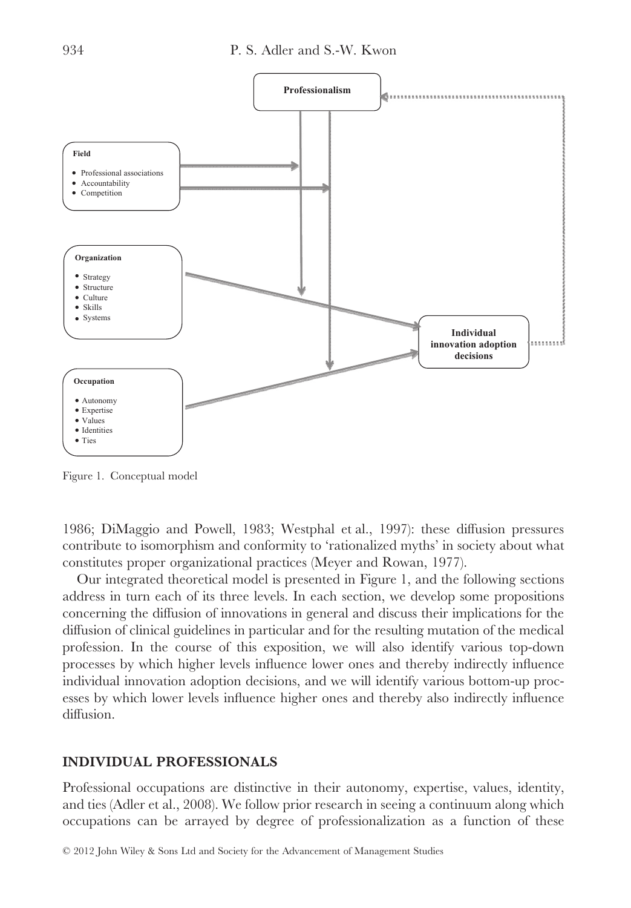Figure 1. Conceptual model

1986; DiMaggio and Powell, 1983; Westphal et al., 1997): these diffusion pressures contribute to isomorphism and conformity to 'rationalized myths' in society about what constitutes proper organizational practices (Meyer and Rowan, 1977).

Our integrated theoretical model is presented in Figure 1, and the following sections address in turn each of its three levels. In each section, we develop some propositions concerning the diffusion of innovations in general and discuss their implications for the diffusion of clinical guidelines in particular and for the resulting mutation of the medical profession. In the course of this exposition, we will also identify various top-down processes by which higher levels influence lower ones and thereby indirectly influence individual innovation adoption decisions, and we will identify various bottom-up processes by which lower levels influence higher ones and thereby also indirectly influence diffusion.

## INDIVIDUAL PROFESSIONALS

Professional occupations are distinctive in their autonomy, expertise, values, identity, and ties (Adler et al., 2008). We follow prior research in seeing a continuum along which occupations can be arrayed by degree of professionalization as a function of these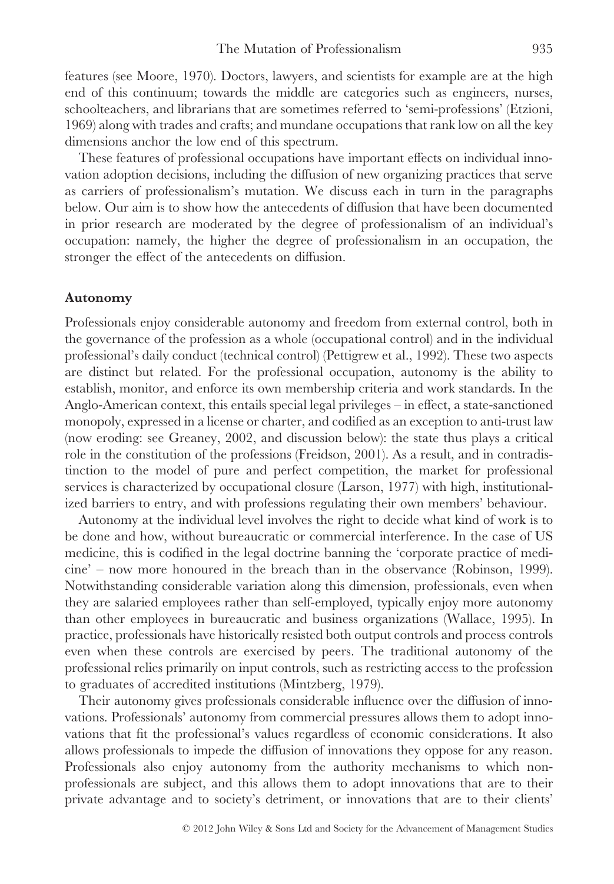features (see Moore, 1970). Doctors, lawyers, and scientists for example are at the high end of this continuum; towards the middle are categories such as engineers, nurses, schoolteachers, and librarians that are sometimes referred to 'semi-professions' (Etzioni, 1969) along with trades and crafts; and mundane occupations that rank low on all the key dimensions anchor the low end of this spectrum.

These features of professional occupations have important effects on individual innovation adoption decisions, including the diffusion of new organizing practices that serve as carriers of professionalism's mutation. We discuss each in turn in the paragraphs below. Our aim is to show how the antecedents of diffusion that have been documented in prior research are moderated by the degree of professionalism of an individual's occupation: namely, the higher the degree of professionalism in an occupation, the stronger the effect of the antecedents on diffusion.

### Autonomy

Professionals enjoy considerable autonomy and freedom from external control, both in the governance of the profession as a whole (occupational control) and in the individual professional's daily conduct (technical control) (Pettigrew et al., 1992). These two aspects are distinct but related. For the professional occupation, autonomy is the ability to establish, monitor, and enforce its own membership criteria and work standards. In the Anglo-American context, this entails special legal privileges – in effect, a state-sanctioned monopoly, expressed in a license or charter, and codified as an exception to anti-trust law (now eroding: see Greaney, 2002, and discussion below): the state thus plays a critical role in the constitution of the professions (Freidson, 2001). As a result, and in contradistinction to the model of pure and perfect competition, the market for professional services is characterized by occupational closure (Larson, 1977) with high, institutionalized barriers to entry, and with professions regulating their own members' behaviour.

Autonomy at the individual level involves the right to decide what kind of work is to be done and how, without bureaucratic or commercial interference. In the case of US medicine, this is codified in the legal doctrine banning the 'corporate practice of medicine' – now more honoured in the breach than in the observance (Robinson, 1999). Notwithstanding considerable variation along this dimension, professionals, even when they are salaried employees rather than self-employed, typically enjoy more autonomy than other employees in bureaucratic and business organizations (Wallace, 1995). In practice, professionals have historically resisted both output controls and process controls even when these controls are exercised by peers. The traditional autonomy of the professional relies primarily on input controls, such as restricting access to the profession to graduates of accredited institutions (Mintzberg, 1979).

Their autonomy gives professionals considerable influence over the diffusion of innovations. Professionals' autonomy from commercial pressures allows them to adopt innovations that fit the professional's values regardless of economic considerations. It also allows professionals to impede the diffusion of innovations they oppose for any reason. Professionals also enjoy autonomy from the authority mechanisms to which non-professionals are subject, and this allows them to adopt innovations that are to their private advantage and to society's detriment, or innovations that are to their clients'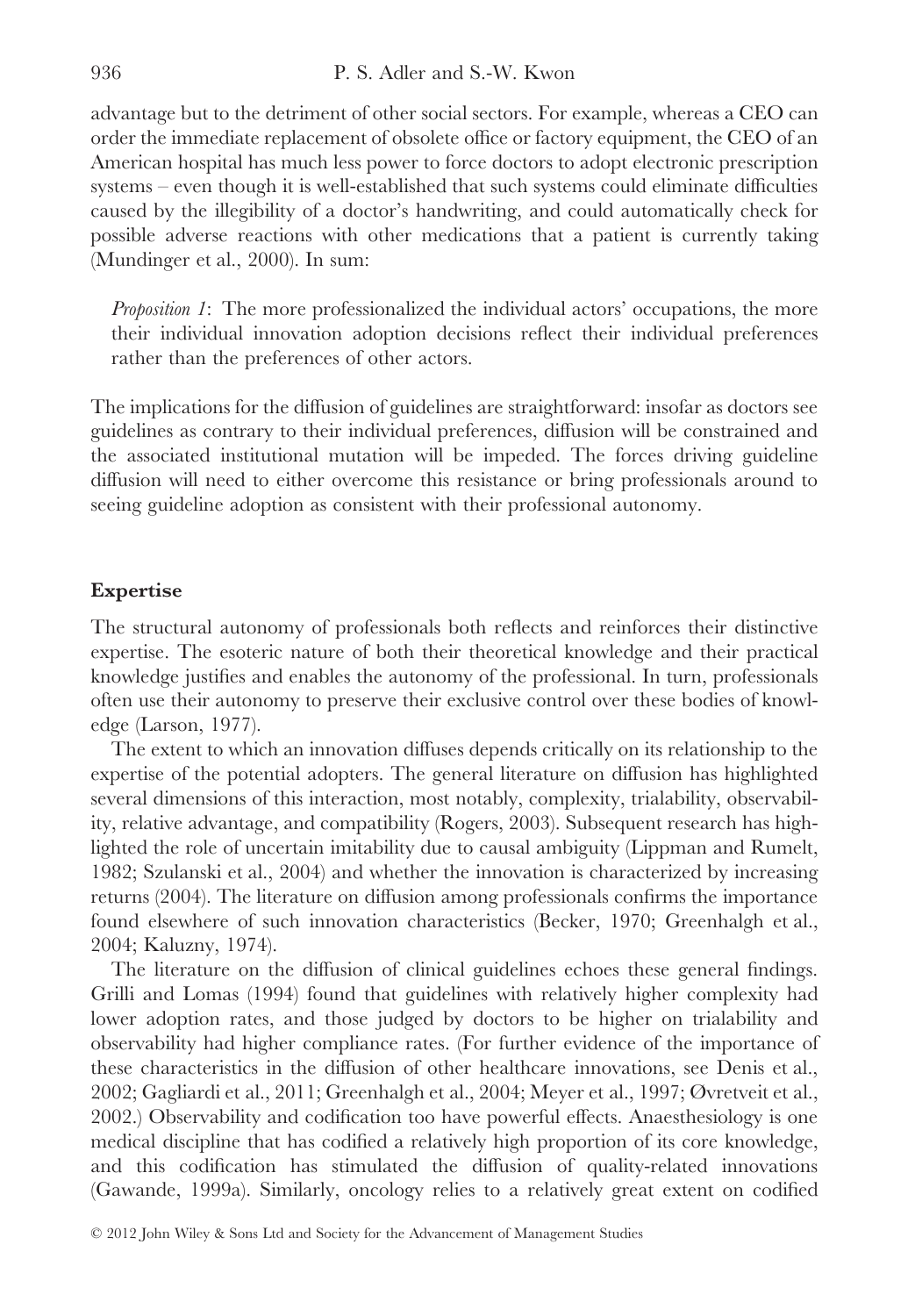advantage but to the detriment of other social sectors. For example, whereas a CEO can order the immediate replacement of obsolete office or factory equipment, the CEO of an American hospital has much less power to force doctors to adopt electronic prescription systems – even though it is well-established that such systems could eliminate difficulties caused by the illegibility of a doctor's handwriting, and could automatically check for possible adverse reactions with other medications that a patient is currently taking (Mundinger et al., 2000). In sum:

> *Proposition 1*: The more professionalized the individual actors' occupations, the more their individual innovation adoption decisions reflect their individual preferences rather than the preferences of other actors.

The implications for the diffusion of guidelines are straightforward: insofar as doctors see guidelines as contrary to their individual preferences, diffusion will be constrained and the associated institutional mutation will be impeded. The forces driving guideline diffusion will need to either overcome this resistance or bring professionals around to seeing guideline adoption as consistent with their professional autonomy.

### Expertise

The structural autonomy of professionals both reflects and reinforces their distinctive expertise. The esoteric nature of both their theoretical knowledge and their practical knowledge justifies and enables the autonomy of the professional. In turn, professionals often use their autonomy to preserve their exclusive control over these bodies of knowledge (Larson, 1977).

The extent to which an innovation diffuses depends critically on its relationship to the expertise of the potential adopters. The general literature on diffusion has highlighted several dimensions of this interaction, most notably, complexity, trialability, observability, relative advantage, and compatibility (Rogers, 2003). Subsequent research has highlighted the role of uncertain imitability due to causal ambiguity (Lippman and Rumelt, 1982; Szulanski et al., 2004) and whether the innovation is characterized by increasing returns (2004). The literature on diffusion among professionals confirms the importance found elsewhere of such innovation characteristics (Becker, 1970; Greenhalgh et al., 2004; Kaluzny, 1974).

The literature on the diffusion of clinical guidelines echoes these general findings. Grilli and Lomas (1994) found that guidelines with relatively higher complexity had lower adoption rates, and those judged by doctors to be higher on trialability and observability had higher compliance rates. (For further evidence of the importance of these characteristics in the diffusion of other healthcare innovations, see Denis et al., 2002; Gagliardi et al., 2011; Greenhalgh et al., 2004; Meyer et al., 1997; Øvretveit et al., 2002.) Observability and codification too have powerful effects. Anaesthesiology is one medical discipline that has codified a relatively high proportion of its core knowledge, and this codification has stimulated the diffusion of quality-related innovations (Gawande, 1999a). Similarly, oncology relies to a relatively great extent on codified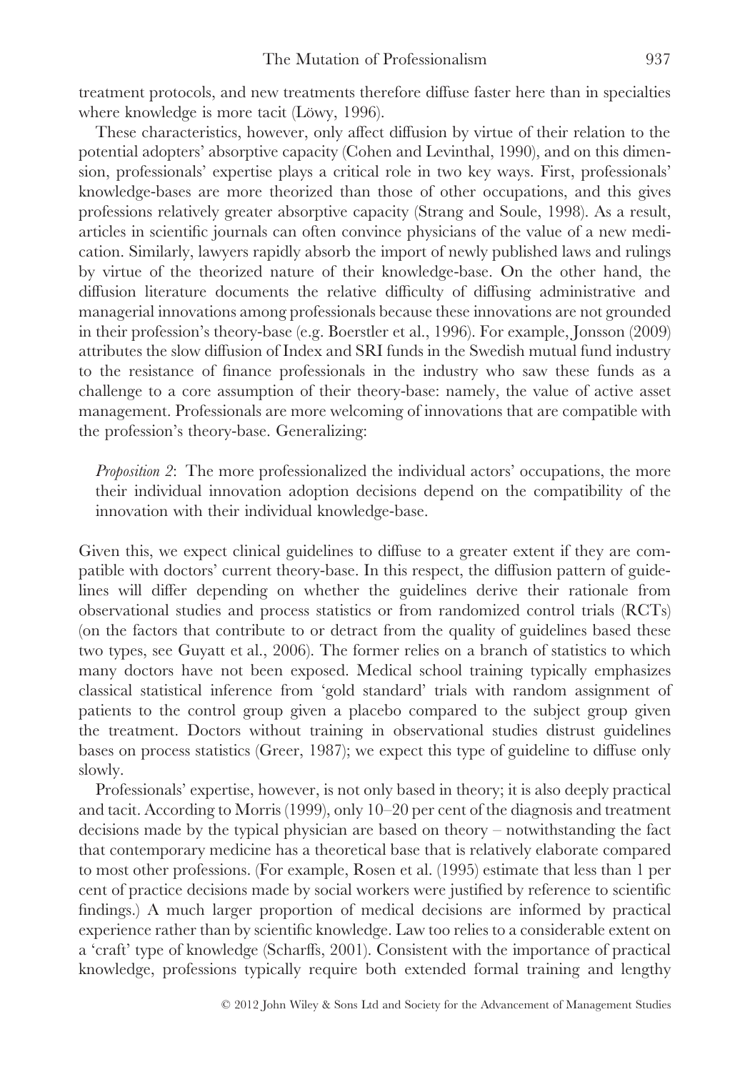treatment protocols, and new treatments therefore diffuse faster here than in specialties where knowledge is more tacit (Löwy, 1996).

These characteristics, however, only affect diffusion by virtue of their relation to the potential adopters' absorptive capacity (Cohen and Levinthal, 1990), and on this dimension, professionals' expertise plays a critical role in two key ways. First, professionals' knowledge-bases are more theorized than those of other occupations, and this gives professions relatively greater absorptive capacity (Strang and Soule, 1998). As a result, articles in scientific journals can often convince physicians of the value of a new medication. Similarly, lawyers rapidly absorb the import of newly published laws and rulings by virtue of the theorized nature of their knowledge-base. On the other hand, the diffusion literature documents the relative difficulty of diffusing administrative and managerial innovations among professionals because these innovations are not grounded in their profession's theory-base (e.g. Boerstler et al., 1996). For example, Jonsson (2009) attributes the slow diffusion of Index and SRI funds in the Swedish mutual fund industry to the resistance of finance professionals in the industry who saw these funds as a challenge to a core assumption of their theory-base: namely, the value of active asset management. Professionals are more welcoming of innovations that are compatible with the profession's theory-base. Generalizing:

> *Proposition 2*: The more professionalized the individual actors' occupations, the more their individual innovation adoption decisions depend on the compatibility of the innovation with their individual knowledge-base.

Given this, we expect clinical guidelines to diffuse to a greater extent if they are compatible with doctors' current theory-base. In this respect, the diffusion pattern of guidelines will differ depending on whether the guidelines derive their rationale from observational studies and process statistics or from randomized control trials (RCTs) (on the factors that contribute to or detract from the quality of guidelines based these two types, see Guyatt et al., 2006). The former relies on a branch of statistics to which many doctors have not been exposed. Medical school training typically emphasizes classical statistical inference from 'gold standard' trials with random assignment of patients to the control group given a placebo compared to the subject group given the treatment. Doctors without training in observational studies distrust guidelines bases on process statistics (Greer, 1987); we expect this type of guideline to diffuse only slowly.

Professionals' expertise, however, is not only based in theory; it is also deeply practical and tacit. According to Morris (1999), only 10–20 per cent of the diagnosis and treatment decisions made by the typical physician are based on theory – notwithstanding the fact that contemporary medicine has a theoretical base that is relatively elaborate compared to most other professions. (For example, Rosen et al. (1995) estimate that less than 1 per cent of practice decisions made by social workers were justified by reference to scientific findings.) A much larger proportion of medical decisions are informed by practical experience rather than by scientific knowledge. Law too relies to a considerable extent on a 'craft' type of knowledge (Scharffs, 2001). Consistent with the importance of practical knowledge, professions typically require both extended formal training and lengthy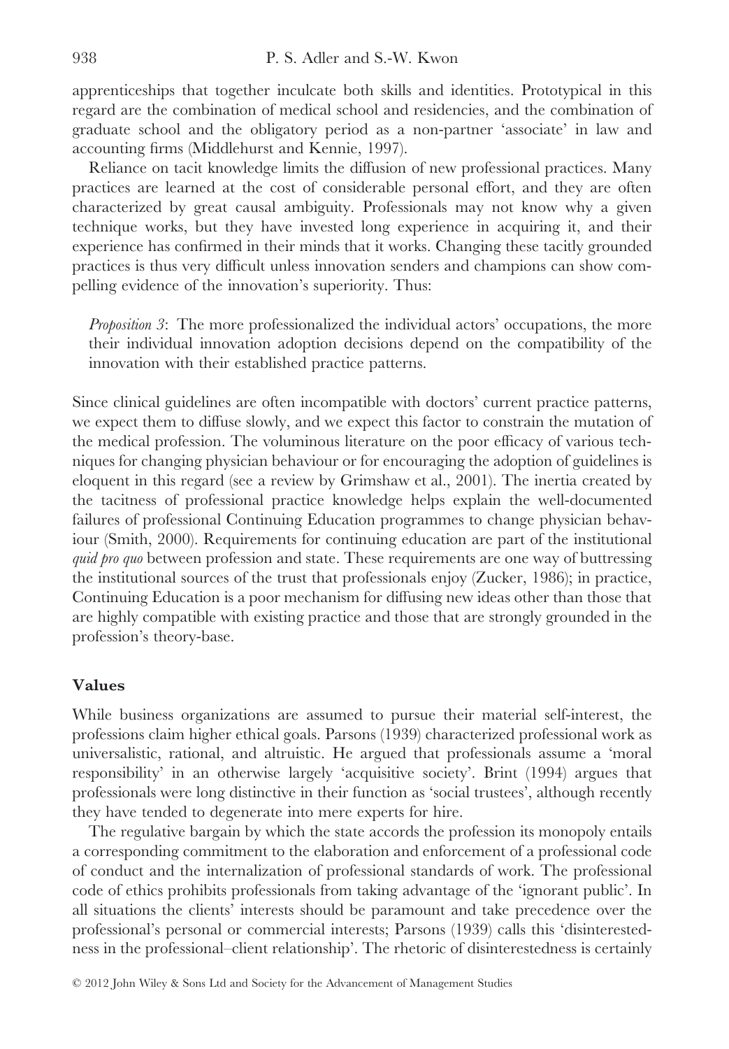apprenticeships that together inculcate both skills and identities. Prototypical in this regard are the combination of medical school and residencies, and the combination of graduate school and the obligatory period as a non-partner 'associate' in law and accounting firms (Middlehurst and Kennie, 1997).

Reliance on tacit knowledge limits the diffusion of new professional practices. Many practices are learned at the cost of considerable personal effort, and they are often characterized by great causal ambiguity. Professionals may not know why a given technique works, but they have invested long experience in acquiring it, and their experience has confirmed in their minds that it works. Changing these tacitly grounded practices is thus very difficult unless innovation senders and champions can show compelling evidence of the innovation's superiority. Thus:

> *Proposition 3*: The more professionalized the individual actors' occupations, the more their individual innovation adoption decisions depend on the compatibility of the innovation with their established practice patterns.

Since clinical guidelines are often incompatible with doctors' current practice patterns, we expect them to diffuse slowly, and we expect this factor to constrain the mutation of the medical profession. The voluminous literature on the poor efficacy of various techniques for changing physician behaviour or for encouraging the adoption of guidelines is eloquent in this regard (see a review by Grimshaw et al., 2001). The inertia created by the tacitness of professional practice knowledge helps explain the well-documented failures of professional Continuing Education programmes to change physician behaviour (Smith, 2000). Requirements for continuing education are part of the institutional *quid pro quo* between profession and state. These requirements are one way of buttressing the institutional sources of the trust that professionals enjoy (Zucker, 1986); in practice, Continuing Education is a poor mechanism for diffusing new ideas other than those that are highly compatible with existing practice and those that are strongly grounded in the profession's theory-base.

### Values

While business organizations are assumed to pursue their material self-interest, the professions claim higher ethical goals. Parsons (1939) characterized professional work as universalistic, rational, and altruistic. He argued that professionals assume a 'moral responsibility' in an otherwise largely 'acquisitive society'. Brint (1994) argues that professionals were long distinctive in their function as 'social trustees', although recently they have tended to degenerate into mere experts for hire.

The regulative bargain by which the state accords the profession its monopoly entails a corresponding commitment to the elaboration and enforcement of a professional code of conduct and the internalization of professional standards of work. The professional code of ethics prohibits professionals from taking advantage of the 'ignorant public'. In all situations the clients' interests should be paramount and take precedence over the professional's personal or commercial interests; Parsons (1939) calls this 'disinterestedness in the professional–client relationship'. The rhetoric of disinterestedness is certainly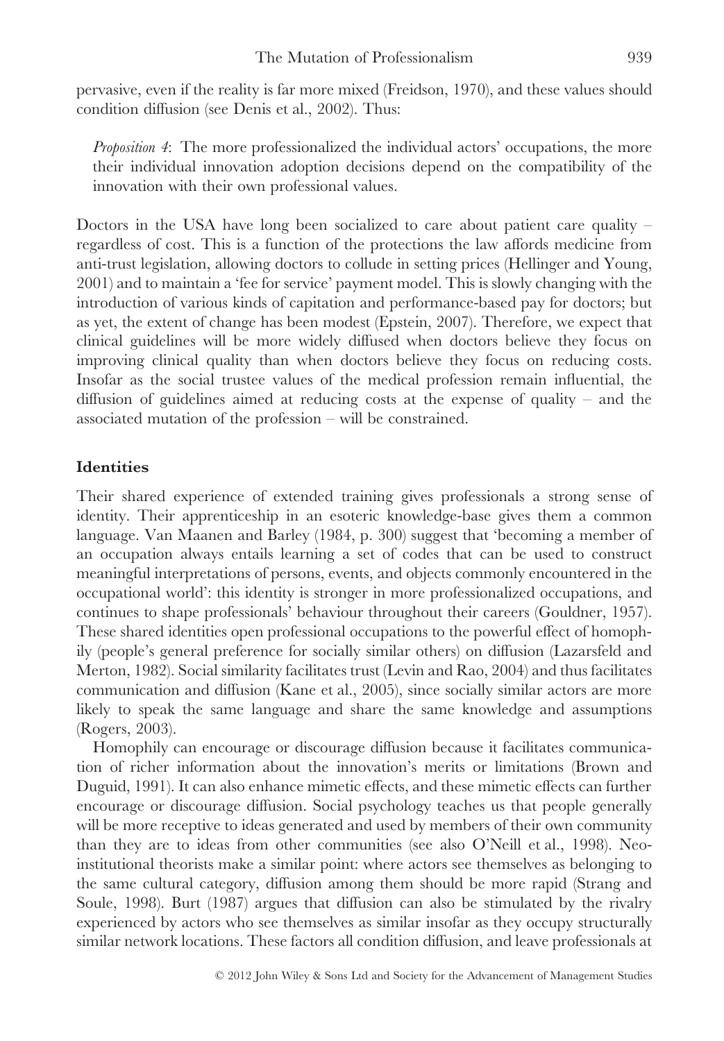pervasive, even if the reality is far more mixed (Freidson, 1970), and these values should condition diffusion (see Denis et al., 2002). Thus:

> *Proposition 4*: The more professionalized the individual actors' occupations, the more their individual innovation adoption decisions depend on the compatibility of the innovation with their own professional values.

Doctors in the USA have long been socialized to care about patient care quality – regardless of cost. This is a function of the protections the law affords medicine from anti-trust legislation, allowing doctors to collude in setting prices (Hellinger and Young, 2001) and to maintain a 'fee for service' payment model. This is slowly changing with the introduction of various kinds of capitation and performance-based pay for doctors; but as yet, the extent of change has been modest (Epstein, 2007). Therefore, we expect that clinical guidelines will be more widely diffused when doctors believe they focus on improving clinical quality than when doctors believe they focus on reducing costs. Insofar as the social trustee values of the medical profession remain influential, the diffusion of guidelines aimed at reducing costs at the expense of quality – and the associated mutation of the profession – will be constrained.

### Identities

Their shared experience of extended training gives professionals a strong sense of identity. Their apprenticeship in an esoteric knowledge-base gives them a common language. Van Maanen and Barley (1984, p. 300) suggest that 'becoming a member of an occupation always entails learning a set of codes that can be used to construct meaningful interpretations of persons, events, and objects commonly encountered in the occupational world': this identity is stronger in more professionalized occupations, and continues to shape professionals' behaviour throughout their careers (Gouldner, 1957). These shared identities open professional occupations to the powerful effect of homophily (people's general preference for socially similar others) on diffusion (Lazarsfeld and Merton, 1982). Social similarity facilitates trust (Levin and Rao, 2004) and thus facilitates communication and diffusion (Kane et al., 2005), since socially similar actors are more likely to speak the same language and share the same knowledge and assumptions (Rogers, 2003).

Homophily can encourage or discourage diffusion because it facilitates communication of richer information about the innovation's merits or limitations (Brown and Duguid, 1991). It can also enhance mimetic effects, and these mimetic effects can further encourage or discourage diffusion. Social psychology teaches us that people generally will be more receptive to ideas generated and used by members of their own community than they are to ideas from other communities (see also O'Neill et al., 1998). Neo-institutional theorists make a similar point: where actors see themselves as belonging to the same cultural category, diffusion among them should be more rapid (Strang and Soule, 1998). Burt (1987) argues that diffusion can also be stimulated by the rivalry experienced by actors who see themselves as similar insofar as they occupy structurally similar network locations. These factors all condition diffusion, and leave professionals at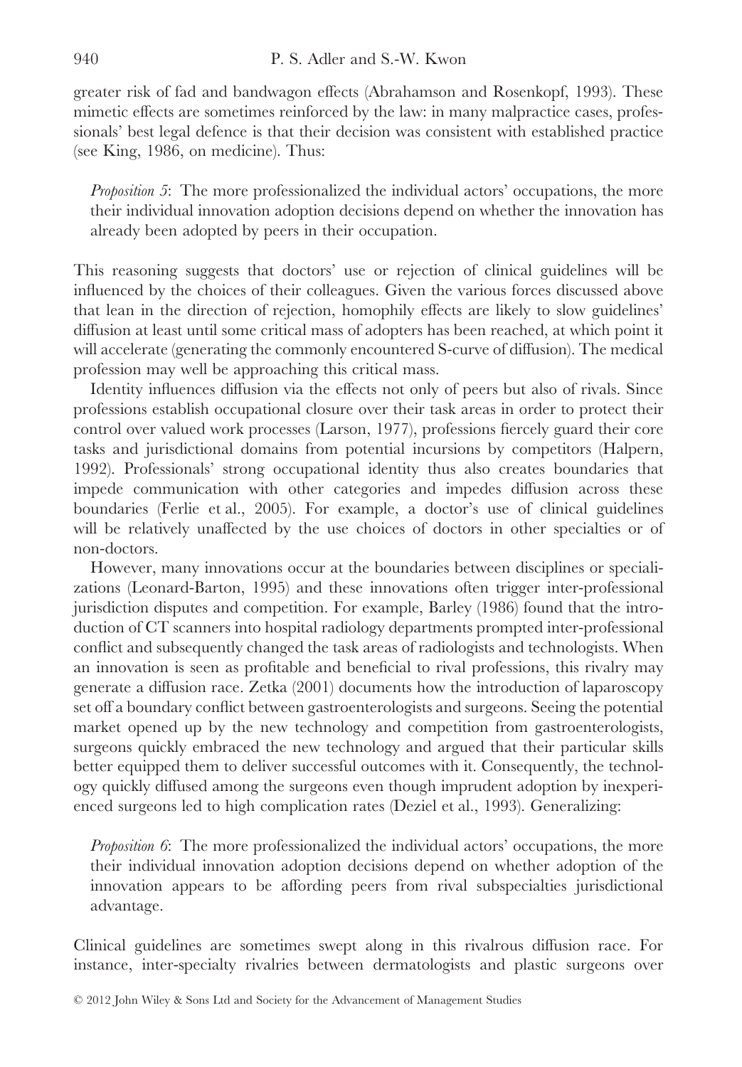greater risk of fad and bandwagon effects (Abrahamson and Rosenkopf, 1993). These mimetic effects are sometimes reinforced by the law: in many malpractice cases, professionals' best legal defence is that their decision was consistent with established practice (see King, 1986, on medicine). Thus:

> *Proposition 5*: The more professionalized the individual actors' occupations, the more their individual innovation adoption decisions depend on whether the innovation has already been adopted by peers in their occupation.

This reasoning suggests that doctors' use or rejection of clinical guidelines will be influenced by the choices of their colleagues. Given the various forces discussed above that lean in the direction of rejection, homophily effects are likely to slow guidelines' diffusion at least until some critical mass of adopters has been reached, at which point it will accelerate (generating the commonly encountered S-curve of diffusion). The medical profession may well be approaching this critical mass.

Identity influences diffusion via the effects not only of peers but also of rivals. Since professions establish occupational closure over their task areas in order to protect their control over valued work processes (Larson, 1977), professions fiercely guard their core tasks and jurisdictional domains from potential incursions by competitors (Halpern, 1992). Professionals' strong occupational identity thus also creates boundaries that impede communication with other categories and impedes diffusion across these boundaries (Ferlie et al., 2005). For example, a doctor's use of clinical guidelines will be relatively unaffected by the use choices of doctors in other specialties or of non-doctors.

However, many innovations occur at the boundaries between disciplines or specializations (Leonard-Barton, 1995) and these innovations often trigger inter-professional jurisdiction disputes and competition. For example, Barley (1986) found that the introduction of CT scanners into hospital radiology departments prompted inter-professional conflict and subsequently changed the task areas of radiologists and technologists. When an innovation is seen as profitable and beneficial to rival professions, this rivalry may generate a diffusion race. Zetka (2001) documents how the introduction of laparoscopy set off a boundary conflict between gastroenterologists and surgeons. Seeing the potential market opened up by the new technology and competition from gastroenterologists, surgeons quickly embraced the new technology and argued that their particular skills better equipped them to deliver successful outcomes with it. Consequently, the technology quickly diffused among the surgeons even though imprudent adoption by inexperienced surgeons led to high complication rates (Deziel et al., 1993). Generalizing:

> *Proposition 6*: The more professionalized the individual actors' occupations, the more their individual innovation adoption decisions depend on whether adoption of the innovation appears to be affording peers from rival subspecialties jurisdictional advantage.

Clinical guidelines are sometimes swept along in this rivalrous diffusion race. For instance, inter-specialty rivalries between dermatologists and plastic surgeons over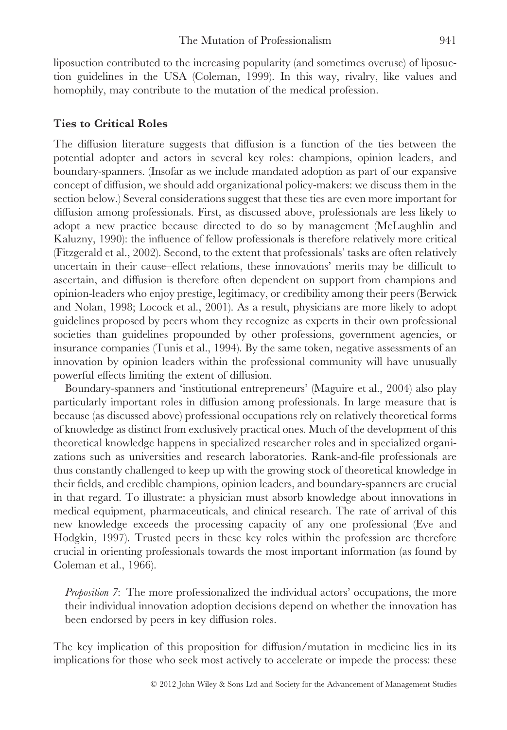liposuction contributed to the increasing popularity (and sometimes overuse) of liposuction guidelines in the USA (Coleman, 1999). In this way, rivalry, like values and homophily, may contribute to the mutation of the medical profession.

### Ties to Critical Roles

The diffusion literature suggests that diffusion is a function of the ties between the potential adopter and actors in several key roles: champions, opinion leaders, and boundary-spanners. (Insofar as we include mandated adoption as part of our expansive concept of diffusion, we should add organizational policy-makers: we discuss them in the section below.) Several considerations suggest that these ties are even more important for diffusion among professionals. First, as discussed above, professionals are less likely to adopt a new practice because directed to do so by management (McLaughlin and Kaluzny, 1990): the influence of fellow professionals is therefore relatively more critical (Fitzgerald et al., 2002). Second, to the extent that professionals' tasks are often relatively uncertain in their cause–effect relations, these innovations' merits may be difficult to ascertain, and diffusion is therefore often dependent on support from champions and opinion-leaders who enjoy prestige, legitimacy, or credibility among their peers (Berwick and Nolan, 1998; Locock et al., 2001). As a result, physicians are more likely to adopt guidelines proposed by peers whom they recognize as experts in their own professional societies than guidelines propounded by other professions, government agencies, or insurance companies (Tunis et al., 1994). By the same token, negative assessments of an innovation by opinion leaders within the professional community will have unusually powerful effects limiting the extent of diffusion.

Boundary-spanners and 'institutional entrepreneurs' (Maguire et al., 2004) also play particularly important roles in diffusion among professionals. In large measure that is because (as discussed above) professional occupations rely on relatively theoretical forms of knowledge as distinct from exclusively practical ones. Much of the development of this theoretical knowledge happens in specialized researcher roles and in specialized organizations such as universities and research laboratories. Rank-and-file professionals are thus constantly challenged to keep up with the growing stock of theoretical knowledge in their fields, and credible champions, opinion leaders, and boundary-spanners are crucial in that regard. To illustrate: a physician must absorb knowledge about innovations in medical equipment, pharmaceuticals, and clinical research. The rate of arrival of this new knowledge exceeds the processing capacity of any one professional (Eve and Hodgkin, 1997). Trusted peers in these key roles within the profession are therefore crucial in orienting professionals towards the most important information (as found by Coleman et al., 1966).

> *Proposition 7*: The more professionalized the individual actors' occupations, the more their individual innovation adoption decisions depend on whether the innovation has been endorsed by peers in key diffusion roles.

The key implication of this proposition for diffusion/mutation in medicine lies in its implications for those who seek most actively to accelerate or impede the process: these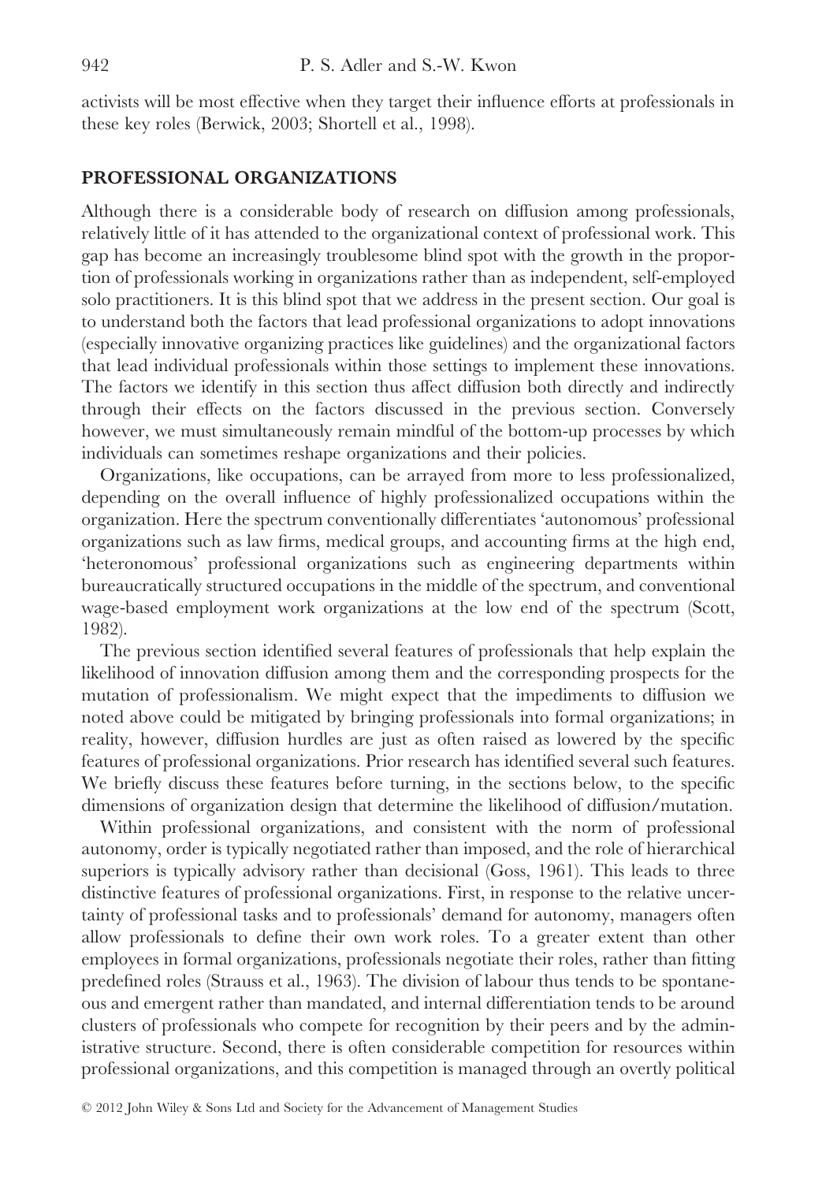activists will be most effective when they target their influence efforts at professionals in these key roles (Berwick, 2003; Shortell et al., 1998).

## PROFESSIONAL ORGANIZATIONS

Although there is a considerable body of research on diffusion among professionals, relatively little of it has attended to the organizational context of professional work. This gap has become an increasingly troublesome blind spot with the growth in the proportion of professionals working in organizations rather than as independent, self-employed solo practitioners. It is this blind spot that we address in the present section. Our goal is to understand both the factors that lead professional organizations to adopt innovations (especially innovative organizing practices like guidelines) and the organizational factors that lead individual professionals within those settings to implement these innovations. The factors we identify in this section thus affect diffusion both directly and indirectly through their effects on the factors discussed in the previous section. Conversely however, we must simultaneously remain mindful of the bottom-up processes by which individuals can sometimes reshape organizations and their policies.

Organizations, like occupations, can be arrayed from more to less professionalized, depending on the overall influence of highly professionalized occupations within the organization. Here the spectrum conventionally differentiates 'autonomous' professional organizations such as law firms, medical groups, and accounting firms at the high end, 'heteronomous' professional organizations such as engineering departments within bureaucratically structured occupations in the middle of the spectrum, and conventional wage-based employment work organizations at the low end of the spectrum (Scott, 1982).

The previous section identified several features of professionals that help explain the likelihood of innovation diffusion among them and the corresponding prospects for the mutation of professionalism. We might expect that the impediments to diffusion we noted above could be mitigated by bringing professionals into formal organizations; in reality, however, diffusion hurdles are just as often raised as lowered by the specific features of professional organizations. Prior research has identified several such features. We briefly discuss these features before turning, in the sections below, to the specific dimensions of organization design that determine the likelihood of diffusion/mutation.

Within professional organizations, and consistent with the norm of professional autonomy, order is typically negotiated rather than imposed, and the role of hierarchical superiors is typically advisory rather than decisional (Goss, 1961). This leads to three distinctive features of professional organizations. First, in response to the relative uncertainty of professional tasks and to professionals' demand for autonomy, managers often allow professionals to define their own work roles. To a greater extent than other employees in formal organizations, professionals negotiate their roles, rather than fitting predefined roles (Strauss et al., 1963). The division of labour thus tends to be spontaneous and emergent rather than mandated, and internal differentiation tends to be around clusters of professionals who compete for recognition by their peers and by the administrative structure. Second, there is often considerable competition for resources within professional organizations, and this competition is managed through an overtly political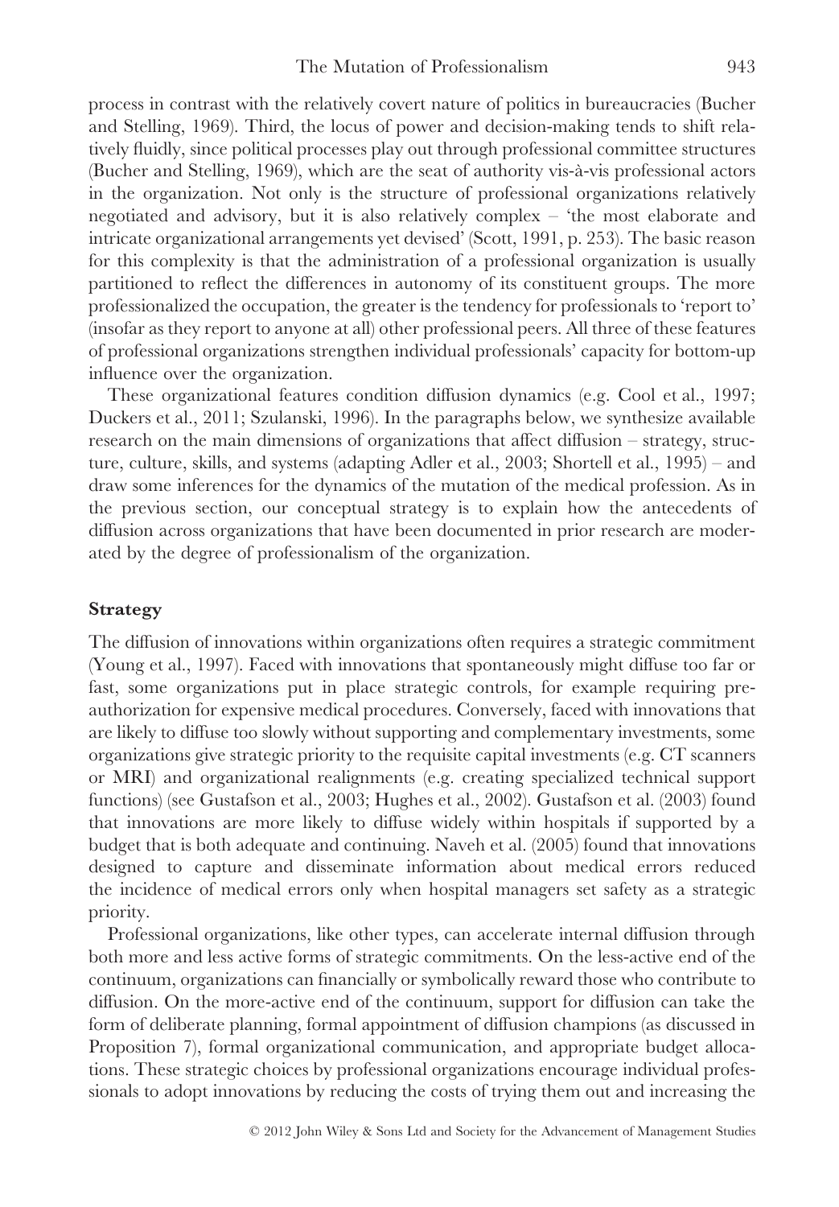process in contrast with the relatively covert nature of politics in bureaucracies (Bucher and Stelling, 1969). Third, the locus of power and decision-making tends to shift relatively fluidly, since political processes play out through professional committee structures (Bucher and Stelling, 1969), which are the seat of authority vis-à-vis professional actors in the organization. Not only is the structure of professional organizations relatively negotiated and advisory, but it is also relatively complex – 'the most elaborate and intricate organizational arrangements yet devised' (Scott, 1991, p. 253). The basic reason for this complexity is that the administration of a professional organization is usually partitioned to reflect the differences in autonomy of its constituent groups. The more professionalized the occupation, the greater is the tendency for professionals to 'report to' (insofar as they report to anyone at all) other professional peers. All three of these features of professional organizations strengthen individual professionals' capacity for bottom-up influence over the organization.

These organizational features condition diffusion dynamics (e.g. Cool et al., 1997; Duckers et al., 2011; Szulanski, 1996). In the paragraphs below, we synthesize available research on the main dimensions of organizations that affect diffusion – strategy, structure, culture, skills, and systems (adapting Adler et al., 2003; Shortell et al., 1995) – and draw some inferences for the dynamics of the mutation of the medical profession. As in the previous section, our conceptual strategy is to explain how the antecedents of diffusion across organizations that have been documented in prior research are moderated by the degree of professionalism of the organization.

### Strategy

The diffusion of innovations within organizations often requires a strategic commitment (Young et al., 1997). Faced with innovations that spontaneously might diffuse too far or fast, some organizations put in place strategic controls, for example requiring pre-authorization for expensive medical procedures. Conversely, faced with innovations that are likely to diffuse too slowly without supporting and complementary investments, some organizations give strategic priority to the requisite capital investments (e.g. CT scanners or MRI) and organizational realignments (e.g. creating specialized technical support functions) (see Gustafson et al., 2003; Hughes et al., 2002). Gustafson et al. (2003) found that innovations are more likely to diffuse widely within hospitals if supported by a budget that is both adequate and continuing. Naveh et al. (2005) found that innovations designed to capture and disseminate information about medical errors reduced the incidence of medical errors only when hospital managers set safety as a strategic priority.

Professional organizations, like other types, can accelerate internal diffusion through both more and less active forms of strategic commitments. On the less-active end of the continuum, organizations can financially or symbolically reward those who contribute to diffusion. On the more-active end of the continuum, support for diffusion can take the form of deliberate planning, formal appointment of diffusion champions (as discussed in Proposition 7), formal organizational communication, and appropriate budget allocations. These strategic choices by professional organizations encourage individual professionals to adopt innovations by reducing the costs of trying them out and increasing the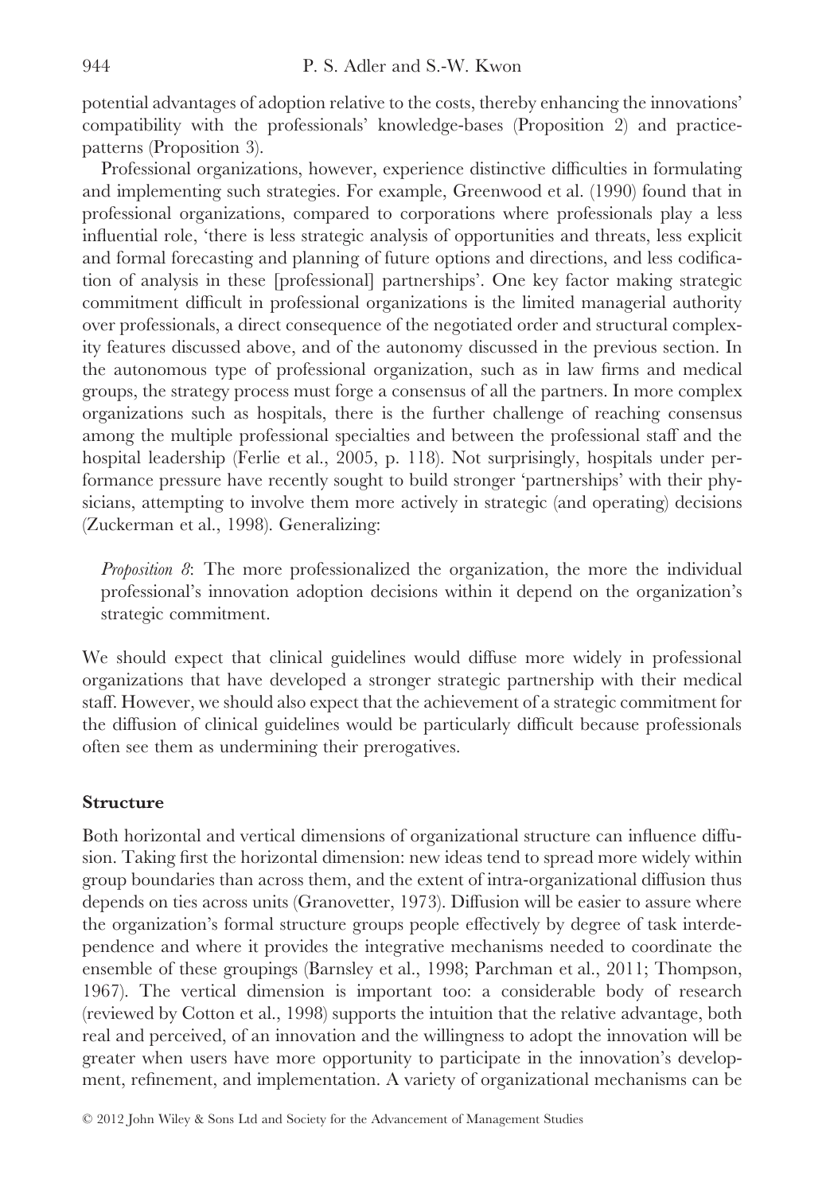potential advantages of adoption relative to the costs, thereby enhancing the innovations' compatibility with the professionals' knowledge-bases (Proposition 2) and practice-patterns (Proposition 3).

Professional organizations, however, experience distinctive difficulties in formulating and implementing such strategies. For example, Greenwood et al. (1990) found that in professional organizations, compared to corporations where professionals play a less influential role, 'there is less strategic analysis of opportunities and threats, less explicit and formal forecasting and planning of future options and directions, and less codification of analysis in these [professional] partnerships'. One key factor making strategic commitment difficult in professional organizations is the limited managerial authority over professionals, a direct consequence of the negotiated order and structural complexity features discussed above, and of the autonomy discussed in the previous section. In the autonomous type of professional organization, such as in law firms and medical groups, the strategy process must forge a consensus of all the partners. In more complex organizations such as hospitals, there is the further challenge of reaching consensus among the multiple professional specialties and between the professional staff and the hospital leadership (Ferlie et al., 2005, p. 118). Not surprisingly, hospitals under performance pressure have recently sought to build stronger 'partnerships' with their physicians, attempting to involve them more actively in strategic (and operating) decisions (Zuckerman et al., 1998). Generalizing:

> *Proposition 8*: The more professionalized the organization, the more the individual professional's innovation adoption decisions within it depend on the organization's strategic commitment.

We should expect that clinical guidelines would diffuse more widely in professional organizations that have developed a stronger strategic partnership with their medical staff. However, we should also expect that the achievement of a strategic commitment for the diffusion of clinical guidelines would be particularly difficult because professionals often see them as undermining their prerogatives.

### Structure

Both horizontal and vertical dimensions of organizational structure can influence diffusion. Taking first the horizontal dimension: new ideas tend to spread more widely within group boundaries than across them, and the extent of intra-organizational diffusion thus depends on ties across units (Granovetter, 1973). Diffusion will be easier to assure where the organization's formal structure groups people effectively by degree of task interdependence and where it provides the integrative mechanisms needed to coordinate the ensemble of these groupings (Barnsley et al., 1998; Parchman et al., 2011; Thompson, 1967). The vertical dimension is important too: a considerable body of research (reviewed by Cotton et al., 1998) supports the intuition that the relative advantage, both real and perceived, of an innovation and the willingness to adopt the innovation will be greater when users have more opportunity to participate in the innovation's development, refinement, and implementation. A variety of organizational mechanisms can be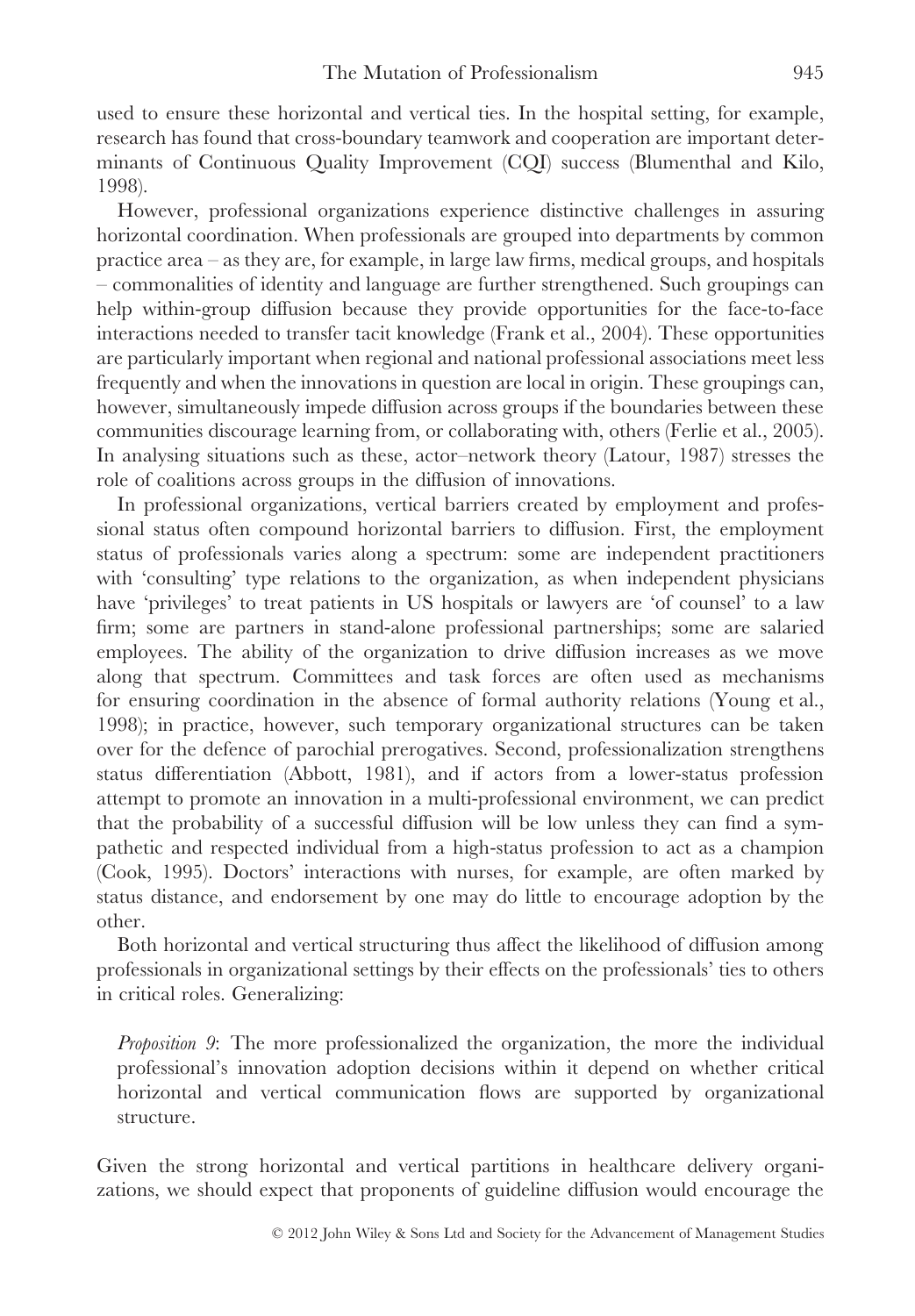used to ensure these horizontal and vertical ties. In the hospital setting, for example, research has found that cross-boundary teamwork and cooperation are important determinants of Continuous Quality Improvement (CQI) success (Blumenthal and Kilo, 1998).

However, professional organizations experience distinctive challenges in assuring horizontal coordination. When professionals are grouped into departments by common practice area – as they are, for example, in large law firms, medical groups, and hospitals – commonalities of identity and language are further strengthened. Such groupings can help within-group diffusion because they provide opportunities for the face-to-face interactions needed to transfer tacit knowledge (Frank et al., 2004). These opportunities are particularly important when regional and national professional associations meet less frequently and when the innovations in question are local in origin. These groupings can, however, simultaneously impede diffusion across groups if the boundaries between these communities discourage learning from, or collaborating with, others (Ferlie et al., 2005). In analysing situations such as these, actor–network theory (Latour, 1987) stresses the role of coalitions across groups in the diffusion of innovations.

In professional organizations, vertical barriers created by employment and professional status often compound horizontal barriers to diffusion. First, the employment status of professionals varies along a spectrum: some are independent practitioners with 'consulting' type relations to the organization, as when independent physicians have 'privileges' to treat patients in US hospitals or lawyers are 'of counsel' to a law firm; some are partners in stand-alone professional partnerships; some are salaried employees. The ability of the organization to drive diffusion increases as we move along that spectrum. Committees and task forces are often used as mechanisms for ensuring coordination in the absence of formal authority relations (Young et al., 1998); in practice, however, such temporary organizational structures can be taken over for the defence of parochial prerogatives. Second, professionalization strengthens status differentiation (Abbott, 1981), and if actors from a lower-status profession attempt to promote an innovation in a multi-professional environment, we can predict that the probability of a successful diffusion will be low unless they can find a sympathetic and respected individual from a high-status profession to act as a champion (Cook, 1995). Doctors' interactions with nurses, for example, are often marked by status distance, and endorsement by one may do little to encourage adoption by the other.

Both horizontal and vertical structuring thus affect the likelihood of diffusion among professionals in organizational settings by their effects on the professionals' ties to others in critical roles. Generalizing:

> *Proposition 9*: The more professionalized the organization, the more the individual professional's innovation adoption decisions within it depend on whether critical horizontal and vertical communication flows are supported by organizational structure.

Given the strong horizontal and vertical partitions in healthcare delivery organizations, we should expect that proponents of guideline diffusion would encourage the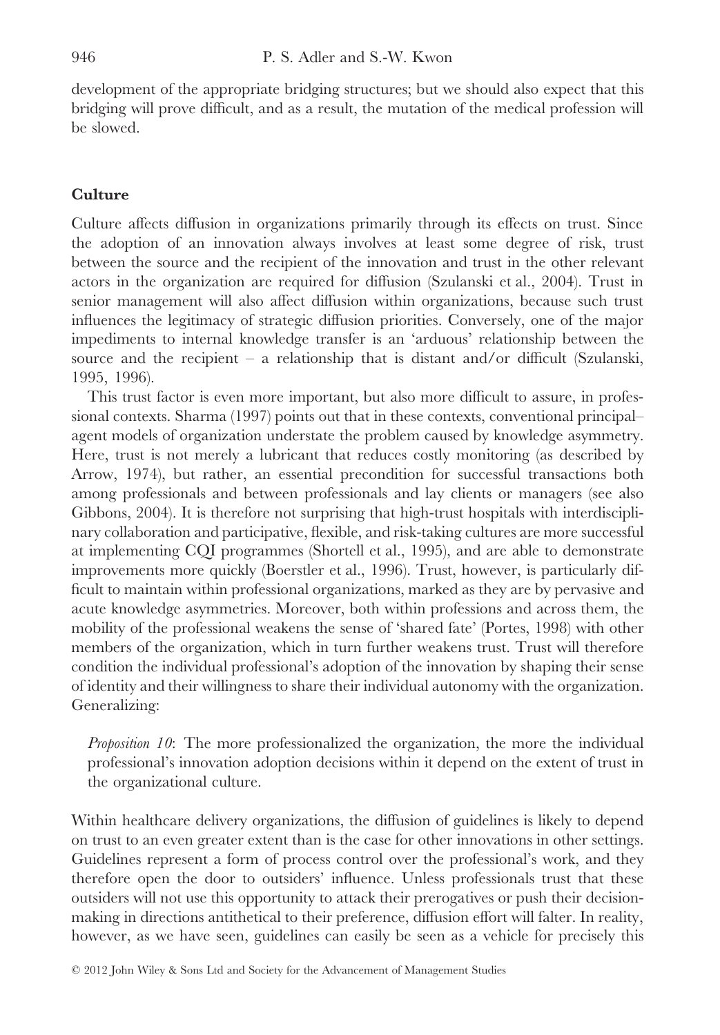development of the appropriate bridging structures; but we should also expect that this bridging will prove difficult, and as a result, the mutation of the medical profession will be slowed.

## Culture

Culture affects diffusion in organizations primarily through its effects on trust. Since the adoption of an innovation always involves at least some degree of risk, trust between the source and the recipient of the innovation and trust in the other relevant actors in the organization are required for diffusion (Szulanski et al., 2004). Trust in senior management will also affect diffusion within organizations, because such trust influences the legitimacy of strategic diffusion priorities. Conversely, one of the major impediments to internal knowledge transfer is an 'arduous' relationship between the source and the recipient – a relationship that is distant and/or difficult (Szulanski, 1995, 1996).

This trust factor is even more important, but also more difficult to assure, in professional contexts. Sharma (1997) points out that in these contexts, conventional principal–agent models of organization understate the problem caused by knowledge asymmetry. Here, trust is not merely a lubricant that reduces costly monitoring (as described by Arrow, 1974), but rather, an essential precondition for successful transactions both among professionals and between professionals and lay clients or managers (see also Gibbons, 2004). It is therefore not surprising that high-trust hospitals with interdisciplinary collaboration and participative, flexible, and risk-taking cultures are more successful at implementing CQI programmes (Shortell et al., 1995), and are able to demonstrate improvements more quickly (Boerstler et al., 1996). Trust, however, is particularly difficult to maintain within professional organizations, marked as they are by pervasive and acute knowledge asymmetries. Moreover, both within professions and across them, the mobility of the professional weakens the sense of 'shared fate' (Portes, 1998) with other members of the organization, which in turn further weakens trust. Trust will therefore condition the individual professional's adoption of the innovation by shaping their sense of identity and their willingness to share their individual autonomy with the organization. Generalizing:

> *Proposition 10*: The more professionalized the organization, the more the individual professional's innovation adoption decisions within it depend on the extent of trust in the organizational culture.

Within healthcare delivery organizations, the diffusion of guidelines is likely to depend on trust to an even greater extent than is the case for other innovations in other settings. Guidelines represent a form of process control over the professional's work, and they therefore open the door to outsiders' influence. Unless professionals trust that these outsiders will not use this opportunity to attack their prerogatives or push their decision-making in directions antithetical to their preference, diffusion effort will falter. In reality, however, as we have seen, guidelines can easily be seen as a vehicle for precisely this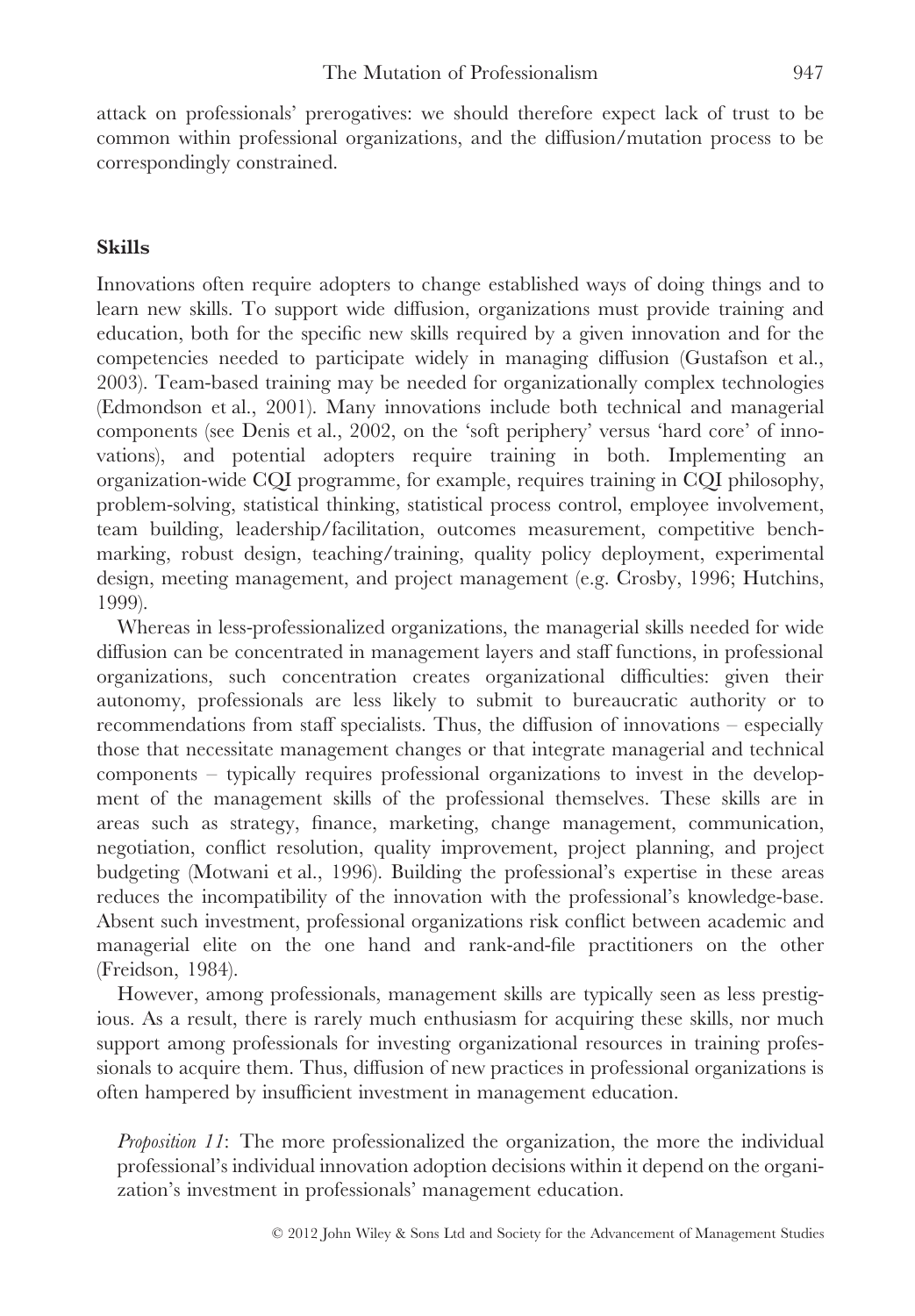attack on professionals' prerogatives: we should therefore expect lack of trust to be common within professional organizations, and the diffusion/mutation process to be correspondingly constrained.

### Skills

Innovations often require adopters to change established ways of doing things and to learn new skills. To support wide diffusion, organizations must provide training and education, both for the specific new skills required by a given innovation and for the competencies needed to participate widely in managing diffusion (Gustafson et al., 2003). Team-based training may be needed for organizationally complex technologies (Edmondson et al., 2001). Many innovations include both technical and managerial components (see Denis et al., 2002, on the 'soft periphery' versus 'hard core' of innovations), and potential adopters require training in both. Implementing an organization-wide CQI programme, for example, requires training in CQI philosophy, problem-solving, statistical thinking, statistical process control, employee involvement, team building, leadership/facilitation, outcomes measurement, competitive benchmarking, robust design, teaching/training, quality policy deployment, experimental design, meeting management, and project management (e.g. Crosby, 1996; Hutchins, 1999).

Whereas in less-professionalized organizations, the managerial skills needed for wide diffusion can be concentrated in management layers and staff functions, in professional organizations, such concentration creates organizational difficulties: given their autonomy, professionals are less likely to submit to bureaucratic authority or to recommendations from staff specialists. Thus, the diffusion of innovations – especially those that necessitate management changes or that integrate managerial and technical components – typically requires professional organizations to invest in the development of the management skills of the professional themselves. These skills are in areas such as strategy, finance, marketing, change management, communication, negotiation, conflict resolution, quality improvement, project planning, and project budgeting (Motwani et al., 1996). Building the professional's expertise in these areas reduces the incompatibility of the innovation with the professional's knowledge-base. Absent such investment, professional organizations risk conflict between academic and managerial elite on the one hand and rank-and-file practitioners on the other (Freidson, 1984).

However, among professionals, management skills are typically seen as less prestigious. As a result, there is rarely much enthusiasm for acquiring these skills, nor much support among professionals for investing organizational resources in training professionals to acquire them. Thus, diffusion of new practices in professional organizations is often hampered by insufficient investment in management education.

> *Proposition 11*: The more professionalized the organization, the more the individual professional's individual innovation adoption decisions within it depend on the organization's investment in professionals' management education.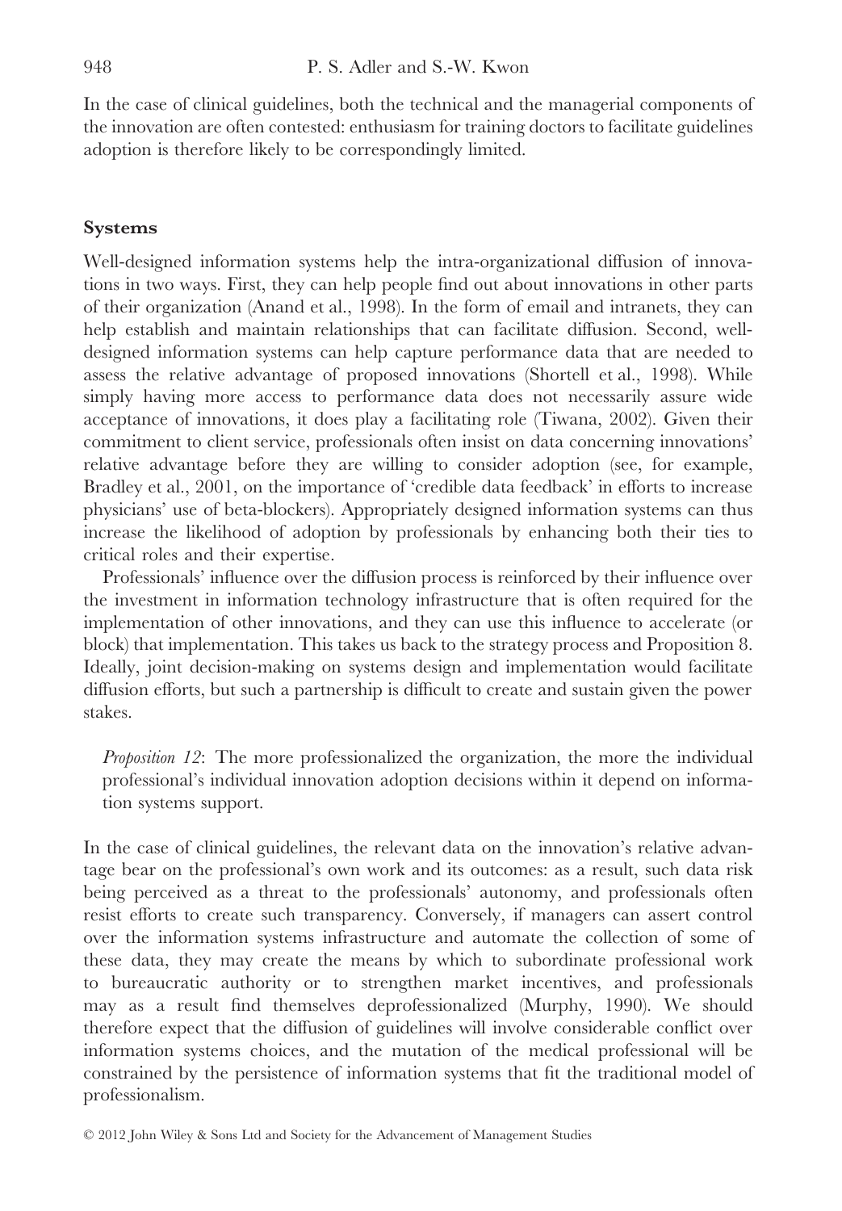In the case of clinical guidelines, both the technical and the managerial components of the innovation are often contested: enthusiasm for training doctors to facilitate guidelines adoption is therefore likely to be correspondingly limited.

### Systems

Well-designed information systems help the intra-organizational diffusion of innovations in two ways. First, they can help people find out about innovations in other parts of their organization (Anand et al., 1998). In the form of email and intranets, they can help establish and maintain relationships that can facilitate diffusion. Second, well-designed information systems can help capture performance data that are needed to assess the relative advantage of proposed innovations (Shortell et al., 1998). While simply having more access to performance data does not necessarily assure wide acceptance of innovations, it does play a facilitating role (Tiwana, 2002). Given their commitment to client service, professionals often insist on data concerning innovations' relative advantage before they are willing to consider adoption (see, for example, Bradley et al., 2001, on the importance of 'credible data feedback' in efforts to increase physicians' use of beta-blockers). Appropriately designed information systems can thus increase the likelihood of adoption by professionals by enhancing both their ties to critical roles and their expertise.

Professionals' influence over the diffusion process is reinforced by their influence over the investment in information technology infrastructure that is often required for the implementation of other innovations, and they can use this influence to accelerate (or block) that implementation. This takes us back to the strategy process and Proposition 8. Ideally, joint decision-making on systems design and implementation would facilitate diffusion efforts, but such a partnership is difficult to create and sustain given the power stakes.

> *Proposition 12*: The more professionalized the organization, the more the individual professional's individual innovation adoption decisions within it depend on information systems support.

In the case of clinical guidelines, the relevant data on the innovation's relative advantage bear on the professional's own work and its outcomes: as a result, such data risk being perceived as a threat to the professionals' autonomy, and professionals often resist efforts to create such transparency. Conversely, if managers can assert control over the information systems infrastructure and automate the collection of some of these data, they may create the means by which to subordinate professional work to bureaucratic authority or to strengthen market incentives, and professionals may as a result find themselves deprofessionalized (Murphy, 1990). We should therefore expect that the diffusion of guidelines will involve considerable conflict over information systems choices, and the mutation of the medical professional will be constrained by the persistence of information systems that fit the traditional model of professionalism.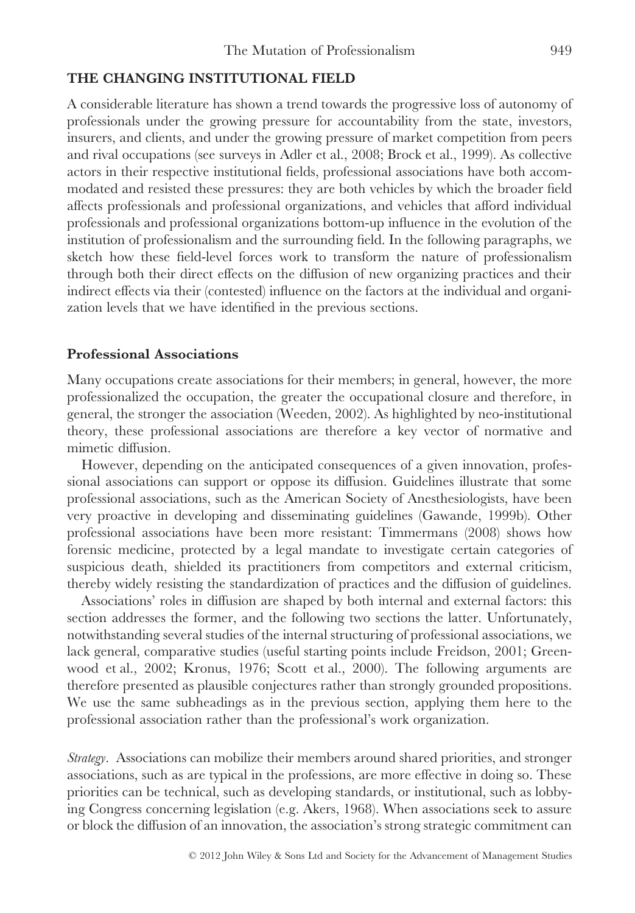## THE CHANGING INSTITUTIONAL FIELD

A considerable literature has shown a trend towards the progressive loss of autonomy of professionals under the growing pressure for accountability from the state, investors, insurers, and clients, and under the growing pressure of market competition from peers and rival occupations (see surveys in Adler et al., 2008; Brock et al., 1999). As collective actors in their respective institutional fields, professional associations have both accommodated and resisted these pressures: they are both vehicles by which the broader field affects professionals and professional organizations, and vehicles that afford individual professionals and professional organizations bottom-up influence in the evolution of the institution of professionalism and the surrounding field. In the following paragraphs, we sketch how these field-level forces work to transform the nature of professionalism through both their direct effects on the diffusion of new organizing practices and their indirect effects via their (contested) influence on the factors at the individual and organization levels that we have identified in the previous sections.

### Professional Associations

Many occupations create associations for their members; in general, however, the more professionalized the occupation, the greater the occupational closure and therefore, in general, the stronger the association (Weeden, 2002). As highlighted by neo-institutional theory, these professional associations are therefore a key vector of normative and mimetic diffusion.

However, depending on the anticipated consequences of a given innovation, professional associations can support or oppose its diffusion. Guidelines illustrate that some professional associations, such as the American Society of Anesthesiologists, have been very proactive in developing and disseminating guidelines (Gawande, 1999b). Other professional associations have been more resistant: Timmermans (2008) shows how forensic medicine, protected by a legal mandate to investigate certain categories of suspicious death, shielded its practitioners from competitors and external criticism, thereby widely resisting the standardization of practices and the diffusion of guidelines.

Associations' roles in diffusion are shaped by both internal and external factors: this section addresses the former, and the following two sections the latter. Unfortunately, notwithstanding several studies of the internal structuring of professional associations, we lack general, comparative studies (useful starting points include Freidson, 2001; Greenwood et al., 2002; Kronus, 1976; Scott et al., 2000). The following arguments are therefore presented as plausible conjectures rather than strongly grounded propositions. We use the same subheadings as in the previous section, applying them here to the professional association rather than the professional's work organization.

*Strategy*. Associations can mobilize their members around shared priorities, and stronger associations, such as are typical in the professions, are more effective in doing so. These priorities can be technical, such as developing standards, or institutional, such as lobbying Congress concerning legislation (e.g. Akers, 1968). When associations seek to assure or block the diffusion of an innovation, the association's strong strategic commitment can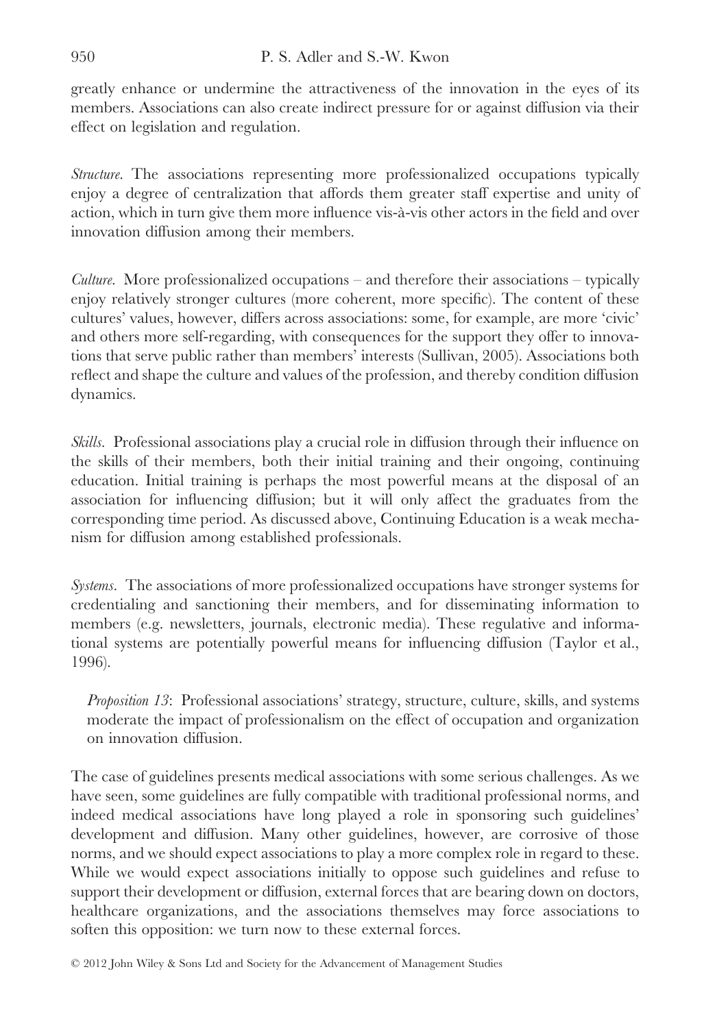greatly enhance or undermine the attractiveness of the innovation in the eyes of its members. Associations can also create indirect pressure for or against diffusion via their effect on legislation and regulation.

*Structure*. The associations representing more professionalized occupations typically enjoy a degree of centralization that affords them greater staff expertise and unity of action, which in turn give them more influence vis-à-vis other actors in the field and over innovation diffusion among their members.

*Culture*. More professionalized occupations – and therefore their associations – typically enjoy relatively stronger cultures (more coherent, more specific). The content of these cultures' values, however, differs across associations: some, for example, are more 'civic' and others more self-regarding, with consequences for the support they offer to innovations that serve public rather than members' interests (Sullivan, 2005). Associations both reflect and shape the culture and values of the profession, and thereby condition diffusion dynamics.

*Skills*. Professional associations play a crucial role in diffusion through their influence on the skills of their members, both their initial training and their ongoing, continuing education. Initial training is perhaps the most powerful means at the disposal of an association for influencing diffusion; but it will only affect the graduates from the corresponding time period. As discussed above, Continuing Education is a weak mechanism for diffusion among established professionals.

*Systems*. The associations of more professionalized occupations have stronger systems for credentialing and sanctioning their members, and for disseminating information to members (e.g. newsletters, journals, electronic media). These regulative and informational systems are potentially powerful means for influencing diffusion (Taylor et al., 1996).

> *Proposition 13*: Professional associations' strategy, structure, culture, skills, and systems moderate the impact of professionalism on the effect of occupation and organization on innovation diffusion.

The case of guidelines presents medical associations with some serious challenges. As we have seen, some guidelines are fully compatible with traditional professional norms, and indeed medical associations have long played a role in sponsoring such guidelines' development and diffusion. Many other guidelines, however, are corrosive of those norms, and we should expect associations to play a more complex role in regard to these. While we would expect associations initially to oppose such guidelines and refuse to support their development or diffusion, external forces that are bearing down on doctors, healthcare organizations, and the associations themselves may force associations to soften this opposition: we turn now to these external forces.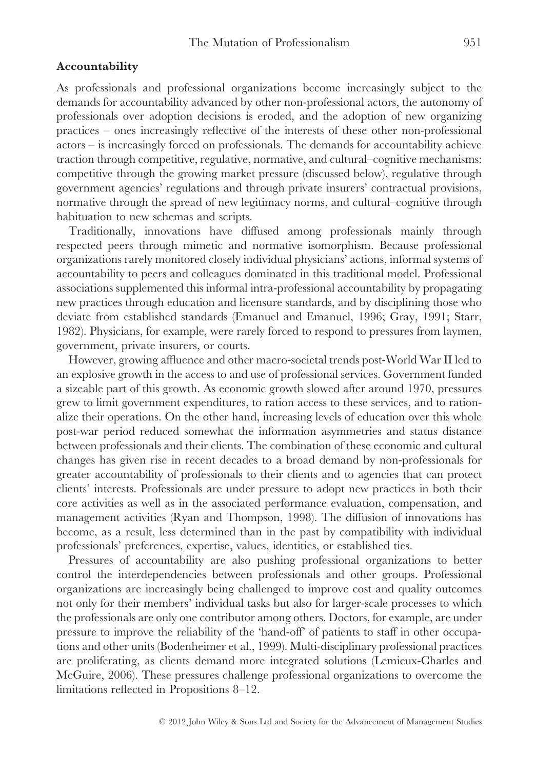## Accountability

As professionals and professional organizations become increasingly subject to the demands for accountability advanced by other non-professional actors, the autonomy of professionals over adoption decisions is eroded, and the adoption of new organizing practices – ones increasingly reflective of the interests of these other non-professional actors – is increasingly forced on professionals. The demands for accountability achieve traction through competitive, regulative, normative, and cultural–cognitive mechanisms: competitive through the growing market pressure (discussed below), regulative through government agencies' regulations and through private insurers' contractual provisions, normative through the spread of new legitimacy norms, and cultural–cognitive through habituation to new schemas and scripts.

Traditionally, innovations have diffused among professionals mainly through respected peers through mimetic and normative isomorphism. Because professional organizations rarely monitored closely individual physicians' actions, informal systems of accountability to peers and colleagues dominated in this traditional model. Professional associations supplemented this informal intra-professional accountability by propagating new practices through education and licensure standards, and by disciplining those who deviate from established standards (Emanuel and Emanuel, 1996; Gray, 1991; Starr, 1982). Physicians, for example, were rarely forced to respond to pressures from laymen, government, private insurers, or courts.

However, growing affluence and other macro-societal trends post-World War II led to an explosive growth in the access to and use of professional services. Government funded a sizeable part of this growth. As economic growth slowed after around 1970, pressures grew to limit government expenditures, to ration access to these services, and to rationalize their operations. On the other hand, increasing levels of education over this whole post-war period reduced somewhat the information asymmetries and status distance between professionals and their clients. The combination of these economic and cultural changes has given rise in recent decades to a broad demand by non-professionals for greater accountability of professionals to their clients and to agencies that can protect clients' interests. Professionals are under pressure to adopt new practices in both their core activities as well as in the associated performance evaluation, compensation, and management activities (Ryan and Thompson, 1998). The diffusion of innovations has become, as a result, less determined than in the past by compatibility with individual professionals' preferences, expertise, values, identities, or established ties.

Pressures of accountability are also pushing professional organizations to better control the interdependencies between professionals and other groups. Professional organizations are increasingly being challenged to improve cost and quality outcomes not only for their members' individual tasks but also for larger-scale processes to which the professionals are only one contributor among others. Doctors, for example, are under pressure to improve the reliability of the 'hand-off' of patients to staff in other occupations and other units (Bodenheimer et al., 1999). Multi-disciplinary professional practices are proliferating, as clients demand more integrated solutions (Lemieux-Charles and McGuire, 2006). These pressures challenge professional organizations to overcome the limitations reflected in Propositions 8–12.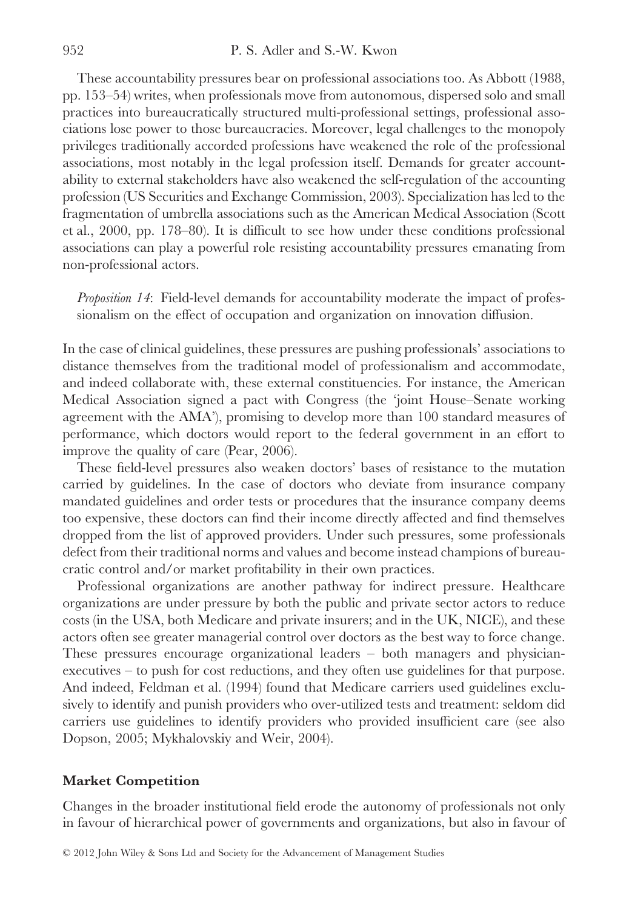These accountability pressures bear on professional associations too. As Abbott (1988, pp. 153–54) writes, when professionals move from autonomous, dispersed solo and small practices into bureaucratically structured multi-professional settings, professional associations lose power to those bureaucracies. Moreover, legal challenges to the monopoly privileges traditionally accorded professions have weakened the role of the professional associations, most notably in the legal profession itself. Demands for greater accountability to external stakeholders have also weakened the self-regulation of the accounting profession (US Securities and Exchange Commission, 2003). Specialization has led to the fragmentation of umbrella associations such as the American Medical Association (Scott et al., 2000, pp. 178–80). It is difficult to see how under these conditions professional associations can play a powerful role resisting accountability pressures emanating from non-professional actors.

> *Proposition 14*: Field-level demands for accountability moderate the impact of professionalism on the effect of occupation and organization on innovation diffusion.

In the case of clinical guidelines, these pressures are pushing professionals' associations to distance themselves from the traditional model of professionalism and accommodate, and indeed collaborate with, these external constituencies. For instance, the American Medical Association signed a pact with Congress (the 'joint House–Senate working agreement with the AMA'), promising to develop more than 100 standard measures of performance, which doctors would report to the federal government in an effort to improve the quality of care (Pear, 2006).

These field-level pressures also weaken doctors' bases of resistance to the mutation carried by guidelines. In the case of doctors who deviate from insurance company mandated guidelines and order tests or procedures that the insurance company deems too expensive, these doctors can find their income directly affected and find themselves dropped from the list of approved providers. Under such pressures, some professionals defect from their traditional norms and values and become instead champions of bureaucratic control and/or market profitability in their own practices.

Professional organizations are another pathway for indirect pressure. Healthcare organizations are under pressure by both the public and private sector actors to reduce costs (in the USA, both Medicare and private insurers; and in the UK, NICE), and these actors often see greater managerial control over doctors as the best way to force change. These pressures encourage organizational leaders – both managers and physician-executives – to push for cost reductions, and they often use guidelines for that purpose. And indeed, Feldman et al. (1994) found that Medicare carriers used guidelines exclusively to identify and punish providers who over-utilized tests and treatment: seldom did carriers use guidelines to identify providers who provided insufficient care (see also Dopson, 2005; Mykhalovskiy and Weir, 2004).

**Market Competition**

Changes in the broader institutional field erode the autonomy of professionals not only in favour of hierarchical power of governments and organizations, but also in favour of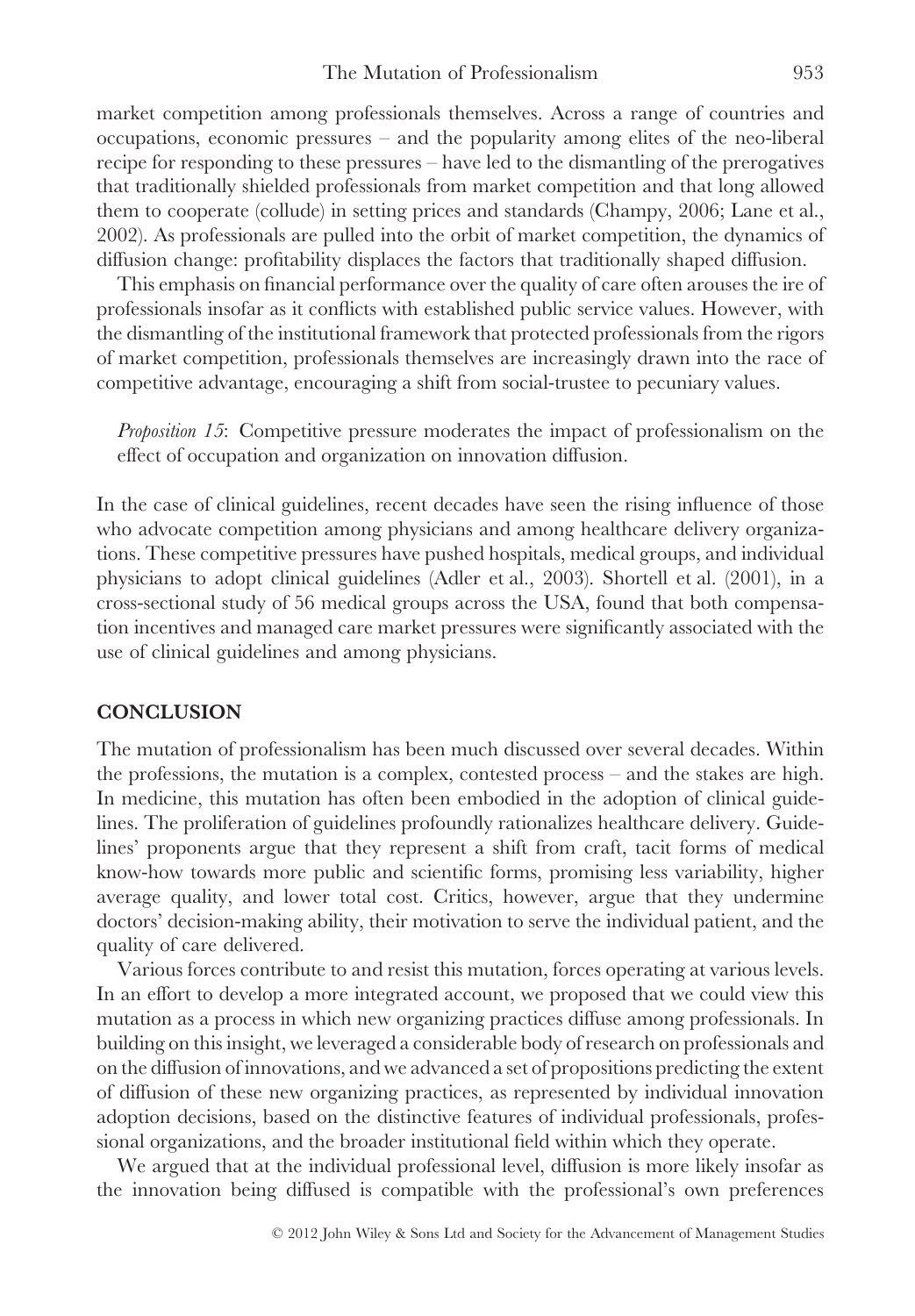market competition among professionals themselves. Across a range of countries and occupations, economic pressures – and the popularity among elites of the neo-liberal recipe for responding to these pressures – have led to the dismantling of the prerogatives that traditionally shielded professionals from market competition and that long allowed them to cooperate (collude) in setting prices and standards (Champy, 2006; Lane et al., 2002). As professionals are pulled into the orbit of market competition, the dynamics of diffusion change: profitability displaces the factors that traditionally shaped diffusion.

This emphasis on financial performance over the quality of care often arouses the ire of professionals insofar as it conflicts with established public service values. However, with the dismantling of the institutional framework that protected professionals from the rigors of market competition, professionals themselves are increasingly drawn into the race of competitive advantage, encouraging a shift from social-trustee to pecuniary values.

> *Proposition 15*: Competitive pressure moderates the impact of professionalism on the effect of occupation and organization on innovation diffusion.

In the case of clinical guidelines, recent decades have seen the rising influence of those who advocate competition among physicians and among healthcare delivery organizations. These competitive pressures have pushed hospitals, medical groups, and individual physicians to adopt clinical guidelines (Adler et al., 2003). Shortell et al. (2001), in a cross-sectional study of 56 medical groups across the USA, found that both compensation incentives and managed care market pressures were significantly associated with the use of clinical guidelines and among physicians.

## CONCLUSION

The mutation of professionalism has been much discussed over several decades. Within the professions, the mutation is a complex, contested process – and the stakes are high. In medicine, this mutation has often been embodied in the adoption of clinical guidelines. The proliferation of guidelines profoundly rationalizes healthcare delivery. Guidelines' proponents argue that they represent a shift from craft, tacit forms of medical know-how towards more public and scientific forms, promising less variability, higher average quality, and lower total cost. Critics, however, argue that they undermine doctors' decision-making ability, their motivation to serve the individual patient, and the quality of care delivered.

Various forces contribute to and resist this mutation, forces operating at various levels. In an effort to develop a more integrated account, we proposed that we could view this mutation as a process in which new organizing practices diffuse among professionals. In building on this insight, we leveraged a considerable body of research on professionals and on the diffusion of innovations, and we advanced a set of propositions predicting the extent of diffusion of these new organizing practices, as represented by individual innovation adoption decisions, based on the distinctive features of individual professionals, professional organizations, and the broader institutional field within which they operate.

We argued that at the individual professional level, diffusion is more likely insofar as the innovation being diffused is compatible with the professional's own preferences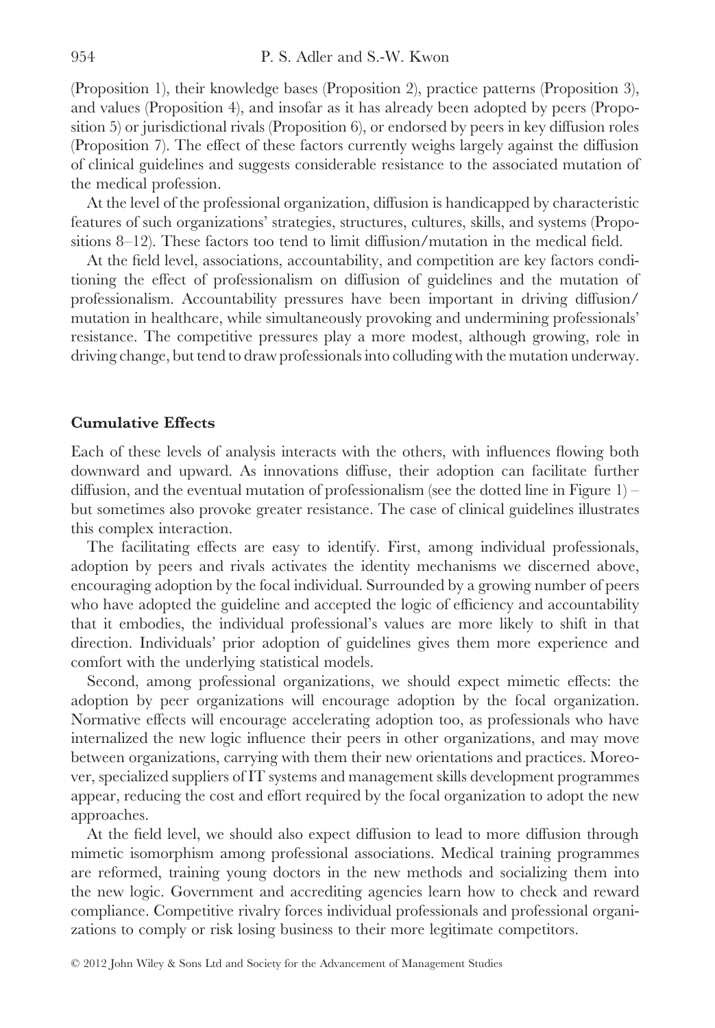(Proposition 1), their knowledge bases (Proposition 2), practice patterns (Proposition 3), and values (Proposition 4), and insofar as it has already been adopted by peers (Proposition 5) or jurisdictional rivals (Proposition 6), or endorsed by peers in key diffusion roles (Proposition 7). The effect of these factors currently weighs largely against the diffusion of clinical guidelines and suggests considerable resistance to the associated mutation of the medical profession.

At the level of the professional organization, diffusion is handicapped by characteristic features of such organizations' strategies, structures, cultures, skills, and systems (Propositions 8–12). These factors too tend to limit diffusion/mutation in the medical field.

At the field level, associations, accountability, and competition are key factors conditioning the effect of professionalism on diffusion of guidelines and the mutation of professionalism. Accountability pressures have been important in driving diffusion/mutation in healthcare, while simultaneously provoking and undermining professionals' resistance. The competitive pressures play a more modest, although growing, role in driving change, but tend to draw professionals into colluding with the mutation underway.

### Cumulative Effects

Each of these levels of analysis interacts with the others, with influences flowing both downward and upward. As innovations diffuse, their adoption can facilitate further diffusion, and the eventual mutation of professionalism (see the dotted line in Figure 1) – but sometimes also provoke greater resistance. The case of clinical guidelines illustrates this complex interaction.

The facilitating effects are easy to identify. First, among individual professionals, adoption by peers and rivals activates the identity mechanisms we discerned above, encouraging adoption by the focal individual. Surrounded by a growing number of peers who have adopted the guideline and accepted the logic of efficiency and accountability that it embodies, the individual professional's values are more likely to shift in that direction. Individuals' prior adoption of guidelines gives them more experience and comfort with the underlying statistical models.

Second, among professional organizations, we should expect mimetic effects: the adoption by peer organizations will encourage adoption by the focal organization. Normative effects will encourage accelerating adoption too, as professionals who have internalized the new logic influence their peers in other organizations, and may move between organizations, carrying with them their new orientations and practices. Moreover, specialized suppliers of IT systems and management skills development programmes appear, reducing the cost and effort required by the focal organization to adopt the new approaches.

At the field level, we should also expect diffusion to lead to more diffusion through mimetic isomorphism among professional associations. Medical training programmes are reformed, training young doctors in the new methods and socializing them into the new logic. Government and accrediting agencies learn how to check and reward compliance. Competitive rivalry forces individual professionals and professional organizations to comply or risk losing business to their more legitimate competitors.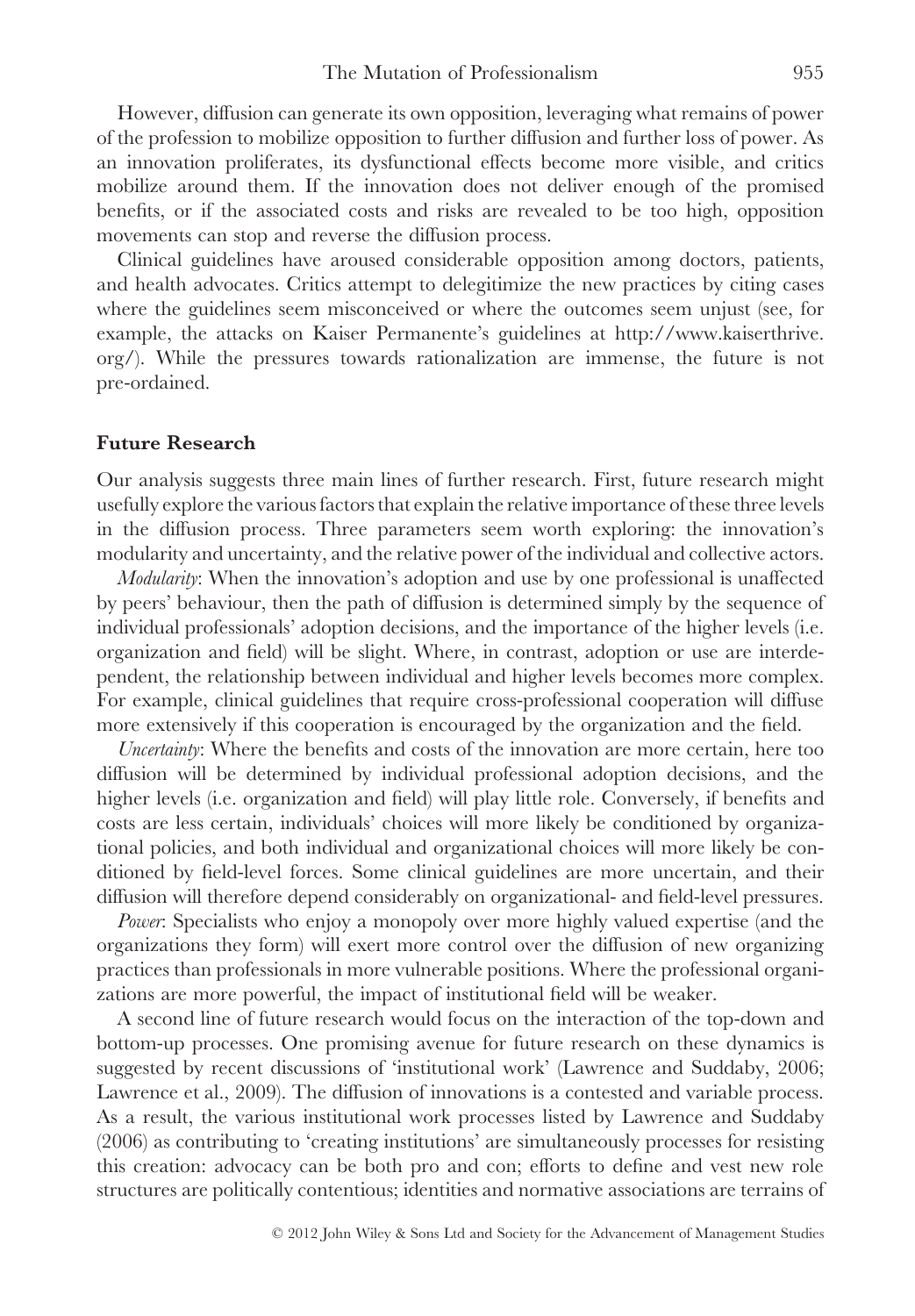However, diffusion can generate its own opposition, leveraging what remains of power of the profession to mobilize opposition to further diffusion and further loss of power. As an innovation proliferates, its dysfunctional effects become more visible, and critics mobilize around them. If the innovation does not deliver enough of the promised benefits, or if the associated costs and risks are revealed to be too high, opposition movements can stop and reverse the diffusion process.

Clinical guidelines have aroused considerable opposition among doctors, patients, and health advocates. Critics attempt to delegitimize the new practices by citing cases where the guidelines seem misconceived or where the outcomes seem unjust (see, for example, the attacks on Kaiser Permanente's guidelines at http://www.kaiserthrive.org/). While the pressures towards rationalization are immense, the future is not pre-ordained.

## Future Research

Our analysis suggests three main lines of further research. First, future research might usefully explore the various factors that explain the relative importance of these three levels in the diffusion process. Three parameters seem worth exploring: the innovation's modularity and uncertainty, and the relative power of the individual and collective actors.

*Modularity*: When the innovation's adoption and use by one professional is unaffected by peers' behaviour, then the path of diffusion is determined simply by the sequence of individual professionals' adoption decisions, and the importance of the higher levels (i.e. organization and field) will be slight. Where, in contrast, adoption or use are interdependent, the relationship between individual and higher levels becomes more complex. For example, clinical guidelines that require cross-professional cooperation will diffuse more extensively if this cooperation is encouraged by the organization and the field.

*Uncertainty*: Where the benefits and costs of the innovation are more certain, here too diffusion will be determined by individual professional adoption decisions, and the higher levels (i.e. organization and field) will play little role. Conversely, if benefits and costs are less certain, individuals' choices will more likely be conditioned by organizational policies, and both individual and organizational choices will more likely be conditioned by field-level forces. Some clinical guidelines are more uncertain, and their diffusion will therefore depend considerably on organizational- and field-level pressures.

*Power*: Specialists who enjoy a monopoly over more highly valued expertise (and the organizations they form) will exert more control over the diffusion of new organizing practices than professionals in more vulnerable positions. Where the professional organizations are more powerful, the impact of institutional field will be weaker.

A second line of future research would focus on the interaction of the top-down and bottom-up processes. One promising avenue for future research on these dynamics is suggested by recent discussions of 'institutional work' (Lawrence and Suddaby, 2006; Lawrence et al., 2009). The diffusion of innovations is a contested and variable process. As a result, the various institutional work processes listed by Lawrence and Suddaby (2006) as contributing to 'creating institutions' are simultaneously processes for resisting this creation: advocacy can be both pro and con; efforts to define and vest new role structures are politically contentious; identities and normative associations are terrains of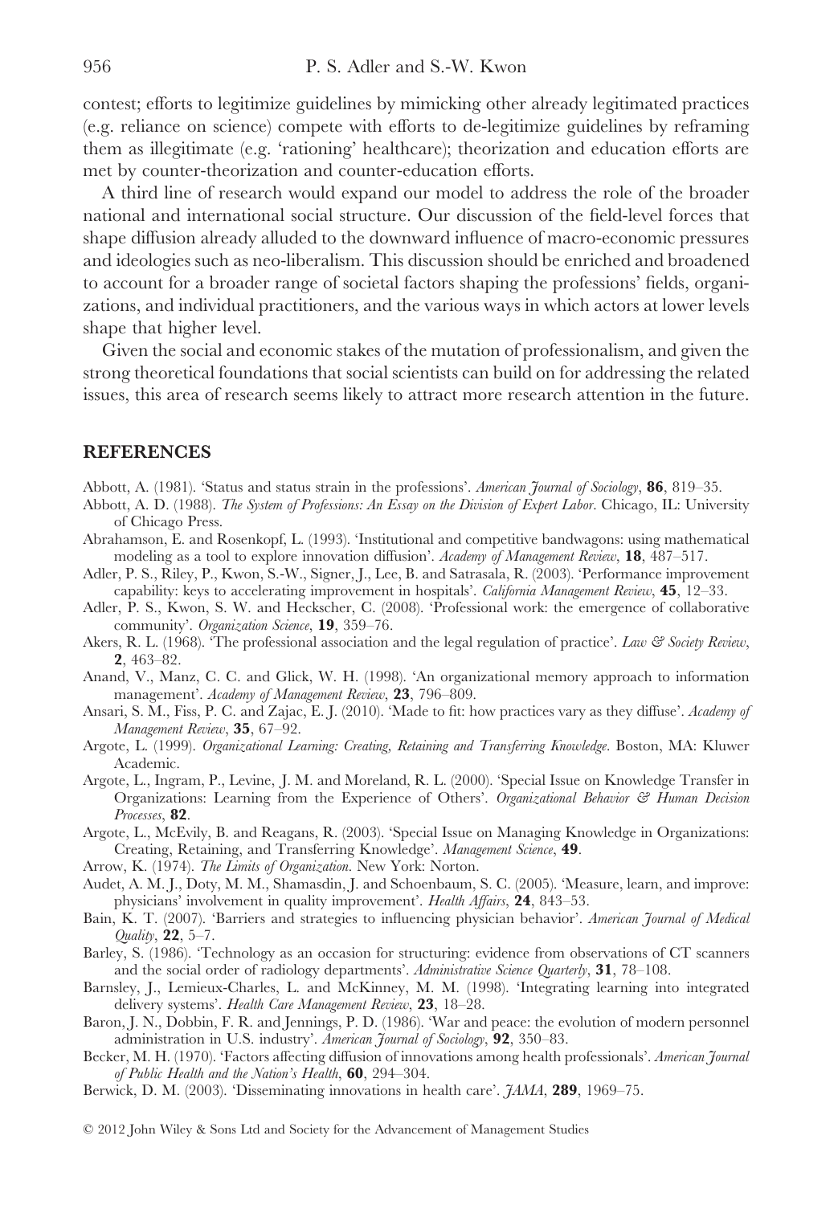contest; efforts to legitimize guidelines by mimicking other already legitimated practices (e.g. reliance on science) compete with efforts to de-legitimize guidelines by reframing them as illegitimate (e.g. 'rationing' healthcare); theorization and education efforts are met by counter-theorization and counter-education efforts.

A third line of research would expand our model to address the role of the broader national and international social structure. Our discussion of the field-level forces that shape diffusion already alluded to the downward influence of macro-economic pressures and ideologies such as neo-liberalism. This discussion should be enriched and broadened to account for a broader range of societal factors shaping the professions' fields, organizations, and individual practitioners, and the various ways in which actors at lower levels shape that higher level.

Given the social and economic stakes of the mutation of professionalism, and given the strong theoretical foundations that social scientists can build on for addressing the related issues, this area of research seems likely to attract more research attention in the future.

## REFERENCES

Abbott, A. (1981). 'Status and status strain in the professions'. *American Journal of Sociology*, **86**, 819–35.

Abbott, A. D. (1988). *The System of Professions: An Essay on the Division of Expert Labor*. Chicago, IL: University of Chicago Press.

Abrahamson, E. and Rosenkopf, L. (1993). 'Institutional and competitive bandwagons: using mathematical modeling as a tool to explore innovation diffusion'. *Academy of Management Review*, **18**, 487–517.

Adler, P. S., Riley, P., Kwon, S.-W., Signer, J., Lee, B. and Satrasala, R. (2003). 'Performance improvement capability: keys to accelerating improvement in hospitals'. *California Management Review*, **45**, 12–33.

Adler, P. S., Kwon, S. W. and Heckscher, C. (2008). 'Professional work: the emergence of collaborative community'. *Organization Science*, **19**, 359–76.

Akers, R. L. (1968). 'The professional association and the legal regulation of practice'. *Law & Society Review*, **2**, 463–82.

Anand, V., Manz, C. C. and Glick, W. H. (1998). 'An organizational memory approach to information management'. *Academy of Management Review*, **23**, 796–809.

Ansari, S. M., Fiss, P. C. and Zajac, E. J. (2010). 'Made to fit: how practices vary as they diffuse'. *Academy of Management Review*, **35**, 67–92.

Argote, L. (1999). *Organizational Learning: Creating, Retaining and Transferring Knowledge*. Boston, MA: Kluwer Academic.

Argote, L., Ingram, P., Levine, J. M. and Moreland, R. L. (2000). 'Special Issue on Knowledge Transfer in Organizations: Learning from the Experience of Others'. *Organizational Behavior & Human Decision Processes*, **82**.

Argote, L., McEvily, B. and Reagans, R. (2003). 'Special Issue on Managing Knowledge in Organizations: Creating, Retaining, and Transferring Knowledge'. *Management Science*, **49**.

Arrow, K. (1974). *The Limits of Organization*. New York: Norton.

Audet, A. M. J., Doty, M. M., Shamasdin, J. and Schoenbaum, S. C. (2005). 'Measure, learn, and improve: physicians' involvement in quality improvement'. *Health Affairs*, **24**, 843–53.

Bain, K. T. (2007). 'Barriers and strategies to influencing physician behavior'. *American Journal of Medical Quality*, **22**, 5–7.

Barley, S. (1986). 'Technology as an occasion for structuring: evidence from observations of CT scanners and the social order of radiology departments'. *Administrative Science Quarterly*, **31**, 78–108.

Barnsley, J., Lemieux-Charles, L. and McKinney, M. M. (1998). 'Integrating learning into integrated delivery systems'. *Health Care Management Review*, **23**, 18–28.

Baron, J. N., Dobbin, F. R. and Jennings, P. D. (1986). 'War and peace: the evolution of modern personnel administration in U.S. industry'. *American Journal of Sociology*, **92**, 350–83.

Becker, M. H. (1970). 'Factors affecting diffusion of innovations among health professionals'. *American Journal of Public Health and the Nation's Health*, **60**, 294–304.

Berwick, D. M. (2003). 'Disseminating innovations in health care'. *JAMA*, **289**, 1969–75.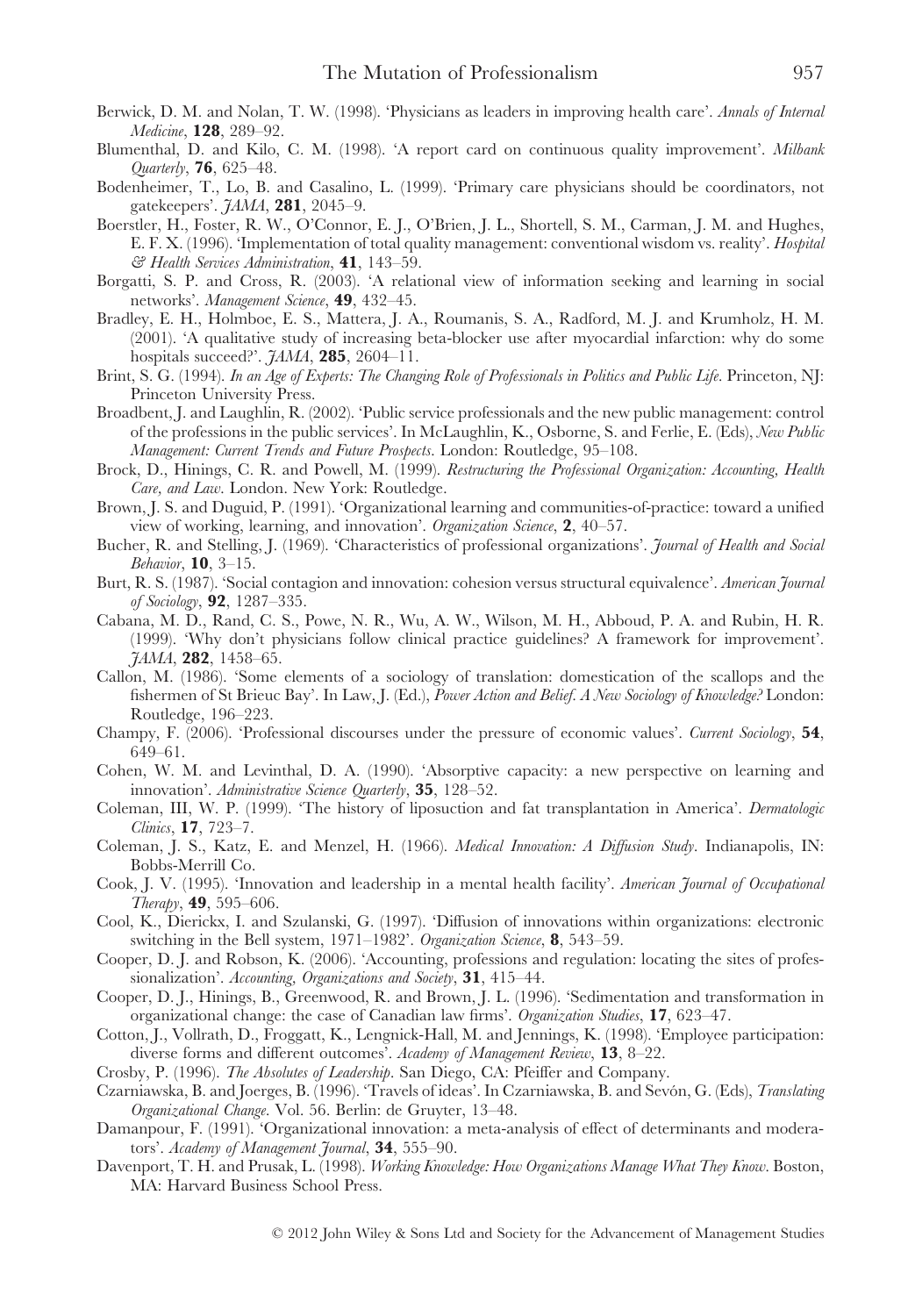Berwick, D. M. and Nolan, T. W. (1998). 'Physicians as leaders in improving health care'. *Annals of Internal Medicine*, **128**, 289–92.

Blumenthal, D. and Kilo, C. M. (1998). 'A report card on continuous quality improvement'. *Milbank Quarterly*, **76**, 625–48.

Bodenheimer, T., Lo, B. and Casalino, L. (1999). 'Primary care physicians should be coordinators, not gatekeepers'. *JAMA*, **281**, 2045–9.

Boerstler, H., Foster, R. W., O'Connor, E. J., O'Brien, J. L., Shortell, S. M., Carman, J. M. and Hughes, E. F. X. (1996). 'Implementation of total quality management: conventional wisdom vs. reality'. *Hospital & Health Services Administration*, **41**, 143–59.

Borgatti, S. P. and Cross, R. (2003). 'A relational view of information seeking and learning in social networks'. *Management Science*, **49**, 432–45.

Bradley, E. H., Holmboe, E. S., Mattera, J. A., Roumanis, S. A., Radford, M. J. and Krumholz, H. M. (2001). 'A qualitative study of increasing beta-blocker use after myocardial infarction: why do some hospitals succeed?'. *JAMA*, **285**, 2604–11.

Brint, S. G. (1994). *In an Age of Experts: The Changing Role of Professionals in Politics and Public Life*. Princeton, NJ: Princeton University Press.

Broadbent, J. and Laughlin, R. (2002). 'Public service professionals and the new public management: control of the professions in the public services'. In McLaughlin, K., Osborne, S. and Ferlie, E. (Eds), *New Public Management: Current Trends and Future Prospects*. London: Routledge, 95–108.

Brock, D., Hinings, C. R. and Powell, M. (1999). *Restructuring the Professional Organization: Accounting, Health Care, and Law*. London. New York: Routledge.

Brown, J. S. and Duguid, P. (1991). 'Organizational learning and communities-of-practice: toward a unified view of working, learning, and innovation'. *Organization Science*, **2**, 40–57.

Bucher, R. and Stelling, J. (1969). 'Characteristics of professional organizations'. *Journal of Health and Social Behavior*, **10**, 3–15.

Burt, R. S. (1987). 'Social contagion and innovation: cohesion versus structural equivalence'. *American Journal of Sociology*, **92**, 1287–335.

Cabana, M. D., Rand, C. S., Powe, N. R., Wu, A. W., Wilson, M. H., Abboud, P. A. and Rubin, H. R. (1999). 'Why don't physicians follow clinical practice guidelines? A framework for improvement'. *JAMA*, **282**, 1458–65.

Callon, M. (1986). 'Some elements of a sociology of translation: domestication of the scallops and the fishermen of St Brieuc Bay'. In Law, J. (Ed.), *Power Action and Belief. A New Sociology of Knowledge?* London: Routledge, 196–223.

Champy, F. (2006). 'Professional discourses under the pressure of economic values'. *Current Sociology*, **54**, 649–61.

Cohen, W. M. and Levinthal, D. A. (1990). 'Absorptive capacity: a new perspective on learning and innovation'. *Administrative Science Quarterly*, **35**, 128–52.

Coleman, III, W. P. (1999). 'The history of liposuction and fat transplantation in America'. *Dermatologic Clinics*, **17**, 723–7.

Coleman, J. S., Katz, E. and Menzel, H. (1966). *Medical Innovation: A Diffusion Study*. Indianapolis, IN: Bobbs-Merrill Co.

Cook, J. V. (1995). 'Innovation and leadership in a mental health facility'. *American Journal of Occupational Therapy*, **49**, 595–606.

Cool, K., Dierickx, I. and Szulanski, G. (1997). 'Diffusion of innovations within organizations: electronic switching in the Bell system, 1971–1982'. *Organization Science*, **8**, 543–59.

Cooper, D. J. and Robson, K. (2006). 'Accounting, professions and regulation: locating the sites of professionalization'. *Accounting, Organizations and Society*, **31**, 415–44.

Cooper, D. J., Hinings, B., Greenwood, R. and Brown, J. L. (1996). 'Sedimentation and transformation in organizational change: the case of Canadian law firms'. *Organization Studies*, **17**, 623–47.

Cotton, J., Vollrath, D., Froggatt, K., Lengnick-Hall, M. and Jennings, K. (1998). 'Employee participation: diverse forms and different outcomes'. *Academy of Management Review*, **13**, 8–22.

Crosby, P. (1996). *The Absolutes of Leadership*. San Diego, CA: Pfeiffer and Company.

Czarniawska, B. and Joerges, B. (1996). 'Travels of ideas'. In Czarniawska, B. and Sevón, G. (Eds), *Translating Organizational Change*. Vol. 56. Berlin: de Gruyter, 13–48.

Damanpour, F. (1991). 'Organizational innovation: a meta-analysis of effect of determinants and moderators'. *Academy of Management Journal*, **34**, 555–90.

Davenport, T. H. and Prusak, L. (1998). *Working Knowledge: How Organizations Manage What They Know*. Boston, MA: Harvard Business School Press.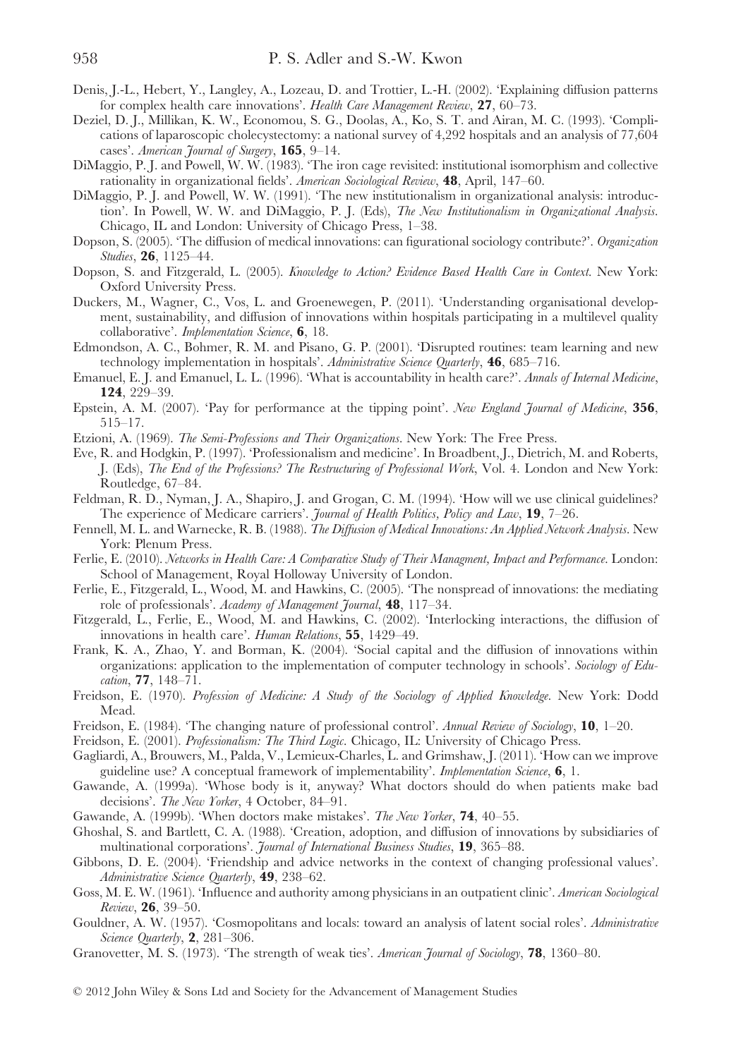Denis, J.-L., Hebert, Y., Langley, A., Lozeau, D. and Trottier, L.-H. (2002). 'Explaining diffusion patterns for complex health care innovations'. *Health Care Management Review*, **27**, 60–73.

Deziel, D. J., Millikan, K. W., Economou, S. G., Doolas, A., Ko, S. T. and Airan, M. C. (1993). 'Complications of laparoscopic cholecystectomy: a national survey of 4,292 hospitals and an analysis of 77,604 cases'. *American Journal of Surgery*, **165**, 9–14.

DiMaggio, P. J. and Powell, W. W. (1983). 'The iron cage revisited: institutional isomorphism and collective rationality in organizational fields'. *American Sociological Review*, **48**, April, 147–60.

DiMaggio, P. J. and Powell, W. W. (1991). 'The new institutionalism in organizational analysis: introduction'. In Powell, W. W. and DiMaggio, P. J. (Eds), *The New Institutionalism in Organizational Analysis*. Chicago, IL and London: University of Chicago Press, 1–38.

Dopson, S. (2005). 'The diffusion of medical innovations: can figurational sociology contribute?'. *Organization Studies*, **26**, 1125–44.

Dopson, S. and Fitzgerald, L. (2005). *Knowledge to Action? Evidence Based Health Care in Context*. New York: Oxford University Press.

Duckers, M., Wagner, C., Vos, L. and Groenewegen, P. (2011). 'Understanding organisational development, sustainability, and diffusion of innovations within hospitals participating in a multilevel quality collaborative'. *Implementation Science*, **6**, 18.

Edmondson, A. C., Bohmer, R. M. and Pisano, G. P. (2001). 'Disrupted routines: team learning and new technology implementation in hospitals'. *Administrative Science Quarterly*, **46**, 685–716.

Emanuel, E. J. and Emanuel, L. L. (1996). 'What is accountability in health care?'. *Annals of Internal Medicine*, **124**, 229–39.

Epstein, A. M. (2007). 'Pay for performance at the tipping point'. *New England Journal of Medicine*, **356**, 515–17.

Etzioni, A. (1969). *The Semi-Professions and Their Organizations*. New York: The Free Press.

Eve, R. and Hodgkin, P. (1997). 'Professionalism and medicine'. In Broadbent, J., Dietrich, M. and Roberts, J. (Eds), *The End of the Professions? The Restructuring of Professional Work*, Vol. 4. London and New York: Routledge, 67–84.

Feldman, R. D., Nyman, J. A., Shapiro, J. and Grogan, C. M. (1994). 'How will we use clinical guidelines? The experience of Medicare carriers'. *Journal of Health Politics, Policy and Law*, **19**, 7–26.

Fennell, M. L. and Warnecke, R. B. (1988). *The Diffusion of Medical Innovations: An Applied Network Analysis*. New York: Plenum Press.

Ferlie, E. (2010). *Networks in Health Care: A Comparative Study of Their Managment, Impact and Performance*. London: School of Management, Royal Holloway University of London.

Ferlie, E., Fitzgerald, L., Wood, M. and Hawkins, C. (2005). 'The nonspread of innovations: the mediating role of professionals'. *Academy of Management Journal*, **48**, 117–34.

Fitzgerald, L., Ferlie, E., Wood, M. and Hawkins, C. (2002). 'Interlocking interactions, the diffusion of innovations in health care'. *Human Relations*, **55**, 1429–49.

Frank, K. A., Zhao, Y. and Borman, K. (2004). 'Social capital and the diffusion of innovations within organizations: application to the implementation of computer technology in schools'. *Sociology of Education*, **77**, 148–71.

Freidson, E. (1970). *Profession of Medicine: A Study of the Sociology of Applied Knowledge*. New York: Dodd Mead.

Freidson, E. (1984). 'The changing nature of professional control'. *Annual Review of Sociology*, **10**, 1–20.

Freidson, E. (2001). *Professionalism: The Third Logic*. Chicago, IL: University of Chicago Press.

Gagliardi, A., Brouwers, M., Palda, V., Lemieux-Charles, L. and Grimshaw, J. (2011). 'How can we improve guideline use? A conceptual framework of implementability'. *Implementation Science*, **6**, 1.

Gawande, A. (1999a). 'Whose body is it, anyway? What doctors should do when patients make bad decisions'. *The New Yorker*, 4 October, 84–91.

Gawande, A. (1999b). 'When doctors make mistakes'. *The New Yorker*, **74**, 40–55.

Ghoshal, S. and Bartlett, C. A. (1988). 'Creation, adoption, and diffusion of innovations by subsidiaries of multinational corporations'. *Journal of International Business Studies*, **19**, 365–88.

Gibbons, D. E. (2004). 'Friendship and advice networks in the context of changing professional values'. *Administrative Science Quarterly*, **49**, 238–62.

Goss, M. E. W. (1961). 'Influence and authority among physicians in an outpatient clinic'. *American Sociological Review*, **26**, 39–50.

Gouldner, A. W. (1957). 'Cosmopolitans and locals: toward an analysis of latent social roles'. *Administrative Science Quarterly*, **2**, 281–306.

Granovetter, M. S. (1973). 'The strength of weak ties'. *American Journal of Sociology*, **78**, 1360–80.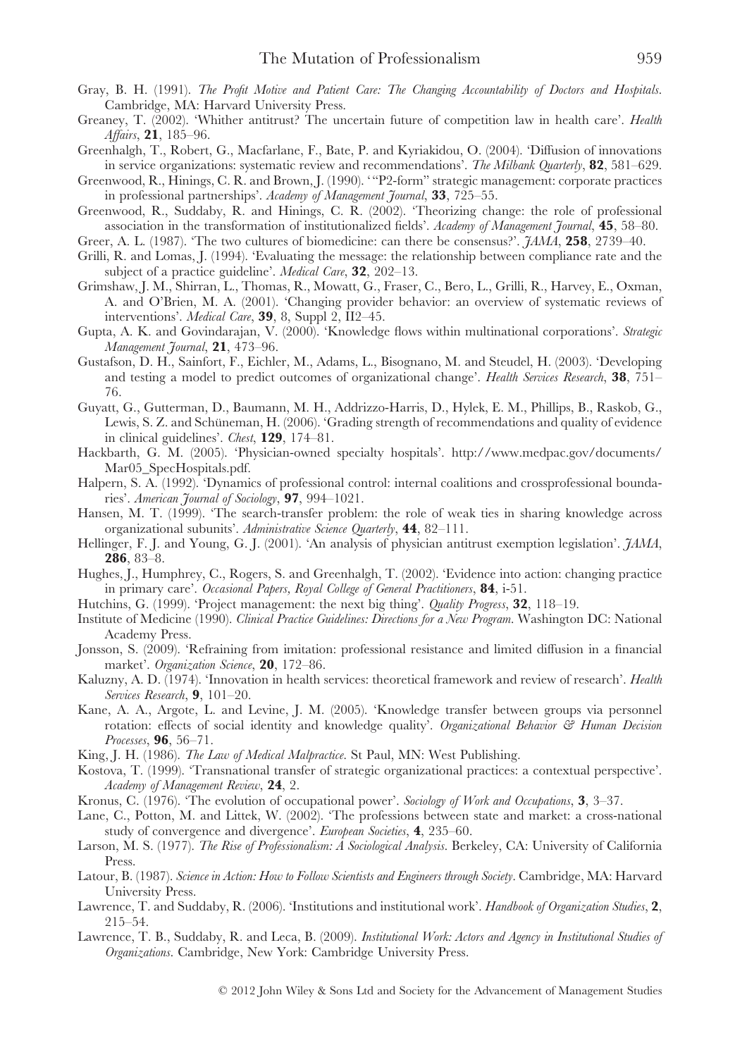Gray, B. H. (1991). *The Profit Motive and Patient Care: The Changing Accountability of Doctors and Hospitals*. Cambridge, MA: Harvard University Press.

Greaney, T. (2002). 'Whither antitrust? The uncertain future of competition law in health care'. *Health Affairs*, **21**, 185–96.

Greenhalgh, T., Robert, G., Macfarlane, F., Bate, P. and Kyriakidou, O. (2004). 'Diffusion of innovations in service organizations: systematic review and recommendations'. *The Milbank Quarterly*, **82**, 581–629.

Greenwood, R., Hinings, C. R. and Brown, J. (1990). '"P2-form" strategic management: corporate practices in professional partnerships'. *Academy of Management Journal*, **33**, 725–55.

Greenwood, R., Suddaby, R. and Hinings, C. R. (2002). 'Theorizing change: the role of professional association in the transformation of institutionalized fields'. *Academy of Management Journal*, **45**, 58–80.

Greer, A. L. (1987). 'The two cultures of biomedicine: can there be consensus?'. *JAMA*, **258**, 2739–40.

Grilli, R. and Lomas, J. (1994). 'Evaluating the message: the relationship between compliance rate and the subject of a practice guideline'. *Medical Care*, **32**, 202–13.

Grimshaw, J. M., Shirran, L., Thomas, R., Mowatt, G., Fraser, C., Bero, L., Grilli, R., Harvey, E., Oxman, A. and O'Brien, M. A. (2001). 'Changing provider behavior: an overview of systematic reviews of interventions'. *Medical Care*, **39**, 8, Suppl 2, II2–45.

Gupta, A. K. and Govindarajan, V. (2000). 'Knowledge flows within multinational corporations'. *Strategic Management Journal*, **21**, 473–96.

Gustafson, D. H., Sainfort, F., Eichler, M., Adams, L., Bisognano, M. and Steudel, H. (2003). 'Developing and testing a model to predict outcomes of organizational change'. *Health Services Research*, **38**, 751–76.

Guyatt, G., Gutterman, D., Baumann, M. H., Addrizzo-Harris, D., Hylek, E. M., Phillips, B., Raskob, G., Lewis, S. Z. and Schünemann, H. (2006). 'Grading strength of recommendations and quality of evidence in clinical guidelines'. *Chest*, **129**, 174–81.

Hackbarth, G. M. (2005). 'Physician-owned specialty hospitals'. http://www.medpac.gov/documents/Mar05_SpecHospitals.pdf.

Halpern, S. A. (1992). 'Dynamics of professional control: internal coalitions and crossprofessional boundaries'. *American Journal of Sociology*, **97**, 994–1021.

Hansen, M. T. (1999). 'The search-transfer problem: the role of weak ties in sharing knowledge across organizational subunits'. *Administrative Science Quarterly*, **44**, 82–111.

Hellinger, F. J. and Young, G. J. (2001). 'An analysis of physician antitrust exemption legislation'. *JAMA*, **286**, 83–8.

Hughes, J., Humphrey, C., Rogers, S. and Greenhalgh, T. (2002). 'Evidence into action: changing practice in primary care'. *Occasional Papers, Royal College of General Practitioners*, **84**, i-51.

Hutchins, G. (1999). 'Project management: the next big thing'. *Quality Progress*, **32**, 118–19.

Institute of Medicine (1990). *Clinical Practice Guidelines: Directions for a New Program*. Washington DC: National Academy Press.

Jonsson, S. (2009). 'Refraining from imitation: professional resistance and limited diffusion in a financial market'. *Organization Science*, **20**, 172–86.

Kaluzny, A. D. (1974). 'Innovation in health services: theoretical framework and review of research'. *Health Services Research*, **9**, 101–20.

Kane, A. A., Argote, L. and Levine, J. M. (2005). 'Knowledge transfer between groups via personnel rotation: effects of social identity and knowledge quality'. *Organizational Behavior & Human Decision Processes*, **96**, 56–71.

King, J. H. (1986). *The Law of Medical Malpractice*. St Paul, MN: West Publishing.

Kostova, T. (1999). 'Transnational transfer of strategic organizational practices: a contextual perspective'. *Academy of Management Review*, **24**, 2.

Kronus, C. (1976). 'The evolution of occupational power'. *Sociology of Work and Occupations*, **3**, 3–37.

Lane, C., Potton, M. and Littek, W. (2002). 'The professions between state and market: a cross-national study of convergence and divergence'. *European Societies*, **4**, 235–60.

Larson, M. S. (1977). *The Rise of Professionalism: A Sociological Analysis*. Berkeley, CA: University of California Press.

Latour, B. (1987). *Science in Action: How to Follow Scientists and Engineers through Society*. Cambridge, MA: Harvard University Press.

Lawrence, T. and Suddaby, R. (2006). 'Institutions and institutional work'. *Handbook of Organization Studies*, **2**, 215–54.

Lawrence, T. B., Suddaby, R. and Leca, B. (2009). *Institutional Work: Actors and Agency in Institutional Studies of Organizations*. Cambridge, New York: Cambridge University Press.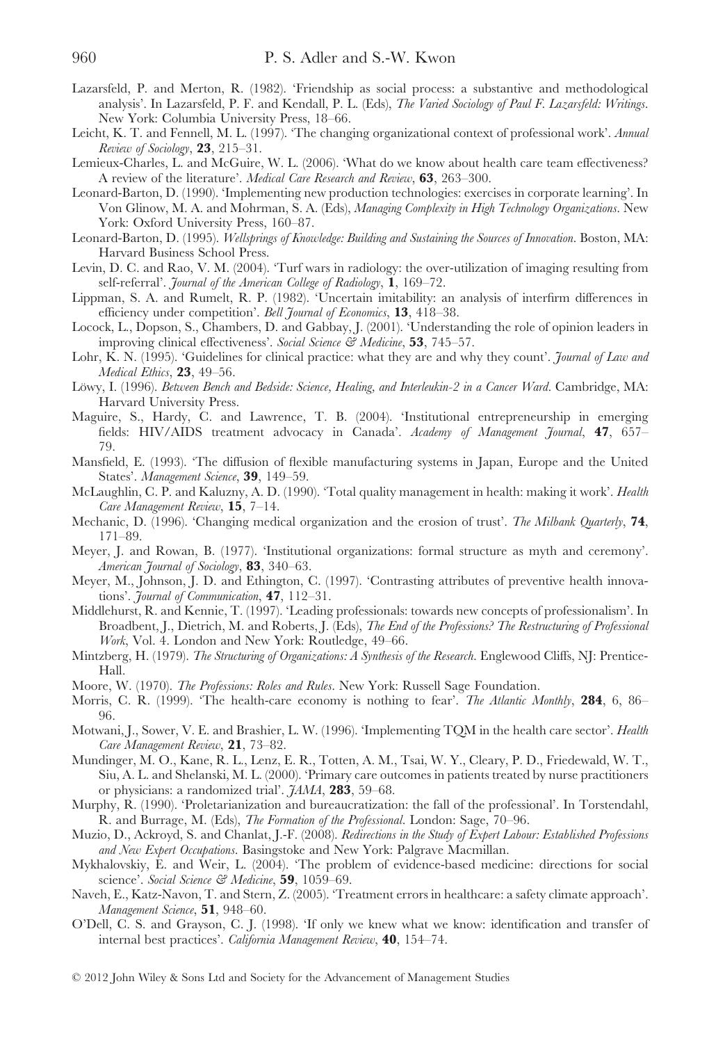Lazarsfeld, P. and Merton, R. (1982). 'Friendship as social process: a substantive and methodological analysis'. In Lazarsfeld, P. F. and Kendall, P. L. (Eds), *The Varied Sociology of Paul F. Lazarsfeld: Writings*. New York: Columbia University Press, 18–66.

Leicht, K. T. and Fennell, M. L. (1997). 'The changing organizational context of professional work'. *Annual Review of Sociology*, **23**, 215–31.

Lemieux-Charles, L. and McGuire, W. L. (2006). 'What do we know about health care team effectiveness? A review of the literature'. *Medical Care Research and Review*, **63**, 263–300.

Leonard-Barton, D. (1990). 'Implementing new production technologies: exercises in corporate learning'. In Von Glinow, M. A. and Mohrman, S. A. (Eds), *Managing Complexity in High Technology Organizations*. New York: Oxford University Press, 160–87.

Leonard-Barton, D. (1995). *Wellsprings of Knowledge: Building and Sustaining the Sources of Innovation*. Boston, MA: Harvard Business School Press.

Levin, D. C. and Rao, V. M. (2004). 'Turf wars in radiology: the over-utilization of imaging resulting from self-referral'. *Journal of the American College of Radiology*, **1**, 169–72.

Lippman, S. A. and Rumelt, R. P. (1982). 'Uncertain imitability: an analysis of interfirm differences in efficiency under competition'. *Bell Journal of Economics*, **13**, 418–38.

Locock, L., Dopson, S., Chambers, D. and Gabbay, J. (2001). 'Understanding the role of opinion leaders in improving clinical effectiveness'. *Social Science & Medicine*, **53**, 745–57.

Lohr, K. N. (1995). 'Guidelines for clinical practice: what they are and why they count'. *Journal of Law and Medical Ethics*, **23**, 49–56.

Löwy, I. (1996). *Between Bench and Bedside: Science, Healing, and Interleukin-2 in a Cancer Ward*. Cambridge, MA: Harvard University Press.

Maguire, S., Hardy, C. and Lawrence, T. B. (2004). 'Institutional entrepreneurship in emerging fields: HIV/AIDS treatment advocacy in Canada'. *Academy of Management Journal*, **47**, 657–79.

Mansfield, E. (1993). 'The diffusion of flexible manufacturing systems in Japan, Europe and the United States'. *Management Science*, **39**, 149–59.

McLaughlin, C. P. and Kaluzny, A. D. (1990). 'Total quality management in health: making it work'. *Health Care Management Review*, **15**, 7–14.

Mechanic, D. (1996). 'Changing medical organization and the erosion of trust'. *The Milbank Quarterly*, **74**, 171–89.

Meyer, J. and Rowan, B. (1977). 'Institutional organizations: formal structure as myth and ceremony'. *American Journal of Sociology*, **83**, 340–63.

Meyer, M., Johnson, J. D. and Ethington, C. (1997). 'Contrasting attributes of preventive health innovations'. *Journal of Communication*, **47**, 112–31.

Middlehurst, R. and Kennie, T. (1997). 'Leading professionals: towards new concepts of professionalism'. In Broadbent, J., Dietrich, M. and Roberts, J. (Eds), *The End of the Professions? The Restructuring of Professional Work*, Vol. 4. London and New York: Routledge, 49–66.

Mintzberg, H. (1979). *The Structuring of Organizations: A Synthesis of the Research*. Englewood Cliffs, NJ: Prentice-Hall.

Moore, W. (1970). *The Professions: Roles and Rules*. New York: Russell Sage Foundation.

Morris, C. R. (1999). 'The health-care economy is nothing to fear'. *The Atlantic Monthly*, **284**, 6, 86–96.

Motwani, J., Sower, V. E. and Brashier, L. W. (1996). 'Implementing TQM in the health care sector'. *Health Care Management Review*, **21**, 73–82.

Mundinger, M. O., Kane, R. L., Lenz, E. R., Totten, A. M., Tsai, W. Y., Cleary, P. D., Friedewald, W. T., Siu, A. L. and Shelanski, M. L. (2000). 'Primary care outcomes in patients treated by nurse practitioners or physicians: a randomized trial'. *JAMA*, **283**, 59–68.

Murphy, R. (1990). 'Proletarianization and bureaucratization: the fall of the professional'. In Torstendahl, R. and Burrage, M. (Eds), *The Formation of the Professional*. London: Sage, 70–96.

Muzio, D., Ackroyd, S. and Chanlat, J.-F. (2008). *Redirections in the Study of Expert Labour: Established Professions and New Expert Occupations*. Basingstoke and New York: Palgrave Macmillan.

Mykhalovskiy, E. and Weir, L. (2004). 'The problem of evidence-based medicine: directions for social science'. *Social Science & Medicine*, **59**, 1059–69.

Naveh, E., Katz-Navon, T. and Stern, Z. (2005). 'Treatment errors in healthcare: a safety climate approach'. *Management Science*, **51**, 948–60.

O'Dell, C. S. and Grayson, C. J. (1998). 'If only we knew what we know: identification and transfer of internal best practices'. *California Management Review*, **40**, 154–74.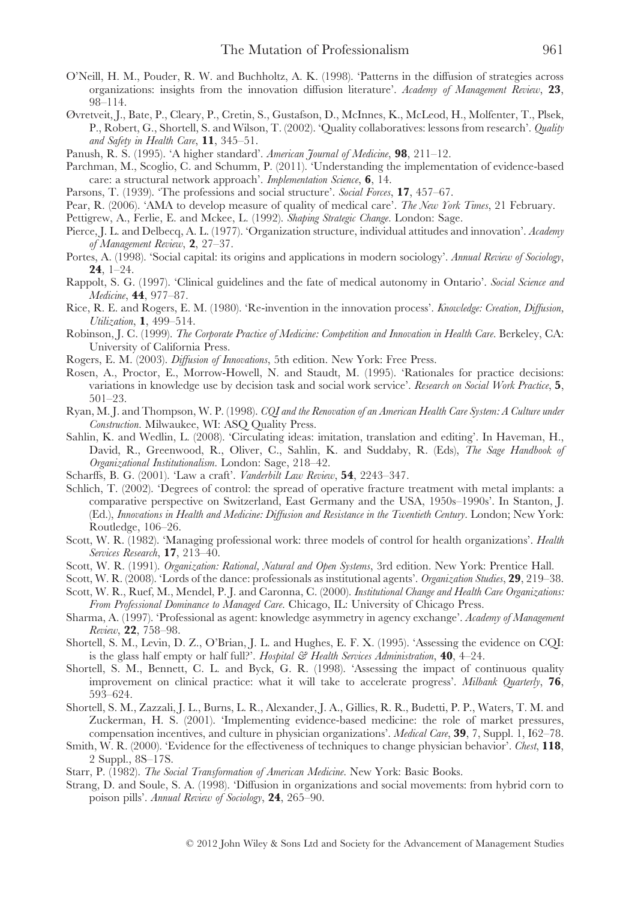O'Neill, H. M., Pouder, R. W. and Buchholtz, A. K. (1998). 'Patterns in the diffusion of strategies across organizations: insights from the innovation diffusion literature'. *Academy of Management Review*, **23**, 98–114.

Øvretveit, J., Bate, P., Cleary, P., Cretin, S., Gustafson, D., McInnes, K., McLeod, H., Molfenter, T., Plsek, P., Robert, G., Shortell, S. and Wilson, T. (2002). 'Quality collaboratives: lessons from research'. *Quality and Safety in Health Care*, **11**, 345–51.

Panush, R. S. (1995). 'A higher standard'. *American Journal of Medicine*, **98**, 211–12.

Parchman, M., Scoglio, C. and Schumm, P. (2011). 'Understanding the implementation of evidence-based care: a structural network approach'. *Implementation Science*, **6**, 14.

Parsons, T. (1939). 'The professions and social structure'. *Social Forces*, **17**, 457–67.

Pear, R. (2006). 'AMA to develop measure of quality of medical care'. *The New York Times*, 21 February.

Pettigrew, A., Ferlie, E. and Mckee, L. (1992). *Shaping Strategic Change*. London: Sage.

Pierce, J. L. and Delbecq, A. L. (1977). 'Organization structure, individual attitudes and innovation'. *Academy of Management Review*, **2**, 27–37.

Portes, A. (1998). 'Social capital: its origins and applications in modern sociology'. *Annual Review of Sociology*, **24**, 1–24.

Rappolt, S. G. (1997). 'Clinical guidelines and the fate of medical autonomy in Ontario'. *Social Science and Medicine*, **44**, 977–87.

Rice, R. E. and Rogers, E. M. (1980). 'Re-invention in the innovation process'. *Knowledge: Creation, Diffusion, Utilization*, **1**, 499–514.

Robinson, J. C. (1999). *The Corporate Practice of Medicine: Competition and Innovation in Health Care*. Berkeley, CA: University of California Press.

Rogers, E. M. (2003). *Diffusion of Innovations*, 5th edition. New York: Free Press.

Rosen, A., Proctor, E., Morrow-Howell, N. and Staudt, M. (1995). 'Rationales for practice decisions: variations in knowledge use by decision task and social work service'. *Research on Social Work Practice*, **5**, 501–23.

Ryan, M. J. and Thompson, W. P. (1998). *CQI and the Renovation of an American Health Care System: A Culture under Construction*. Milwaukee, WI: ASQ Quality Press.

Sahlin, K. and Wedlin, L. (2008). 'Circulating ideas: imitation, translation and editing'. In Haveman, H., David, R., Greenwood, R., Oliver, C., Sahlin, K. and Suddaby, R. (Eds), *The Sage Handbook of Organizational Institutionalism*. London: Sage, 218–42.

Scharffs, B. G. (2001). 'Law a craft'. *Vanderbilt Law Review*, **54**, 2243–347.

Schlich, T. (2002). 'Degrees of control: the spread of operative fracture treatment with metal implants: a comparative perspective on Switzerland, East Germany and the USA, 1950s–1990s'. In Stanton, J. (Ed.), *Innovations in Health and Medicine: Diffusion and Resistance in the Twentieth Century*. London; New York: Routledge, 106–26.

Scott, W. R. (1982). 'Managing professional work: three models of control for health organizations'. *Health Services Research*, **17**, 213–40.

Scott, W. R. (1991). *Organization: Rational, Natural and Open Systems*, 3rd edition. New York: Prentice Hall.

Scott, W. R. (2008). 'Lords of the dance: professionals as institutional agents'. *Organization Studies*, **29**, 219–38.

Scott, W. R., Ruef, M., Mendel, P. J. and Caronna, C. (2000). *Institutional Change and Health Care Organizations: From Professional Dominance to Managed Care*. Chicago, IL: University of Chicago Press.

Sharma, A. (1997). 'Professional as agent: knowledge asymmetry in agency exchange'. *Academy of Management Review*, **22**, 758–98.

Shortell, S. M., Levin, D. Z., O'Brian, J. L. and Hughes, E. F. X. (1995). 'Assessing the evidence on CQI: is the glass half empty or half full?'. *Hospital & Health Services Administration*, **40**, 4–24.

Shortell, S. M., Bennett, C. L. and Byck, G. R. (1998). 'Assessing the impact of continuous quality improvement on clinical practice: what it will take to accelerate progress'. *Milbank Quarterly*, **76**, 593–624.

Shortell, S. M., Zazzali, J. L., Burns, L. R., Alexander, J. A., Gillies, R. R., Budetti, P. P., Waters, T. M. and Zuckerman, H. S. (2001). 'Implementing evidence-based medicine: the role of market pressures, compensation incentives, and culture in physician organizations'. *Medical Care*, **39**, 7, Suppl. 1, I62–78.

Smith, W. R. (2000). 'Evidence for the effectiveness of techniques to change physician behavior'. *Chest*, **118**, 2 Suppl., 8S–17S.

Starr, P. (1982). *The Social Transformation of American Medicine*. New York: Basic Books.

Strang, D. and Soule, S. A. (1998). 'Diffusion in organizations and social movements: from hybrid corn to poison pills'. *Annual Review of Sociology*, **24**, 265–90.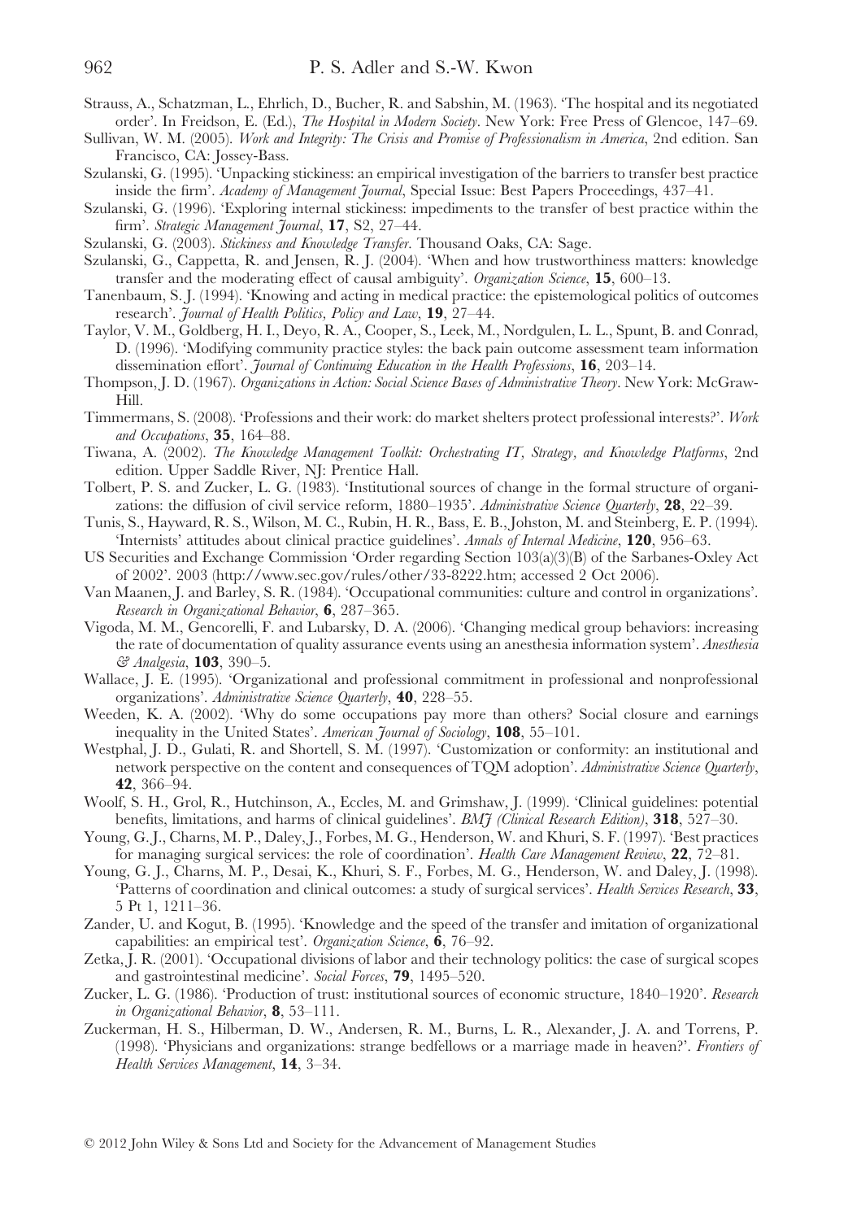Strauss, A., Schatzman, L., Ehrlich, D., Bucher, R. and Sabshin, M. (1963). 'The hospital and its negotiated order'. In Freidson, E. (Ed.), *The Hospital in Modern Society*. New York: Free Press of Glencoe, 147–69.

Sullivan, W. M. (2005). *Work and Integrity: The Crisis and Promise of Professionalism in America*, 2nd edition. San Francisco, CA: Jossey-Bass.

Szulanski, G. (1995). 'Unpacking stickiness: an empirical investigation of the barriers to transfer best practice inside the firm'. *Academy of Management Journal*, Special Issue: Best Papers Proceedings, 437–41.

Szulanski, G. (1996). 'Exploring internal stickiness: impediments to the transfer of best practice within the firm'. *Strategic Management Journal*, **17**, S2, 27–44.

Szulanski, G. (2003). *Stickiness and Knowledge Transfer*. Thousand Oaks, CA: Sage.

Szulanski, G., Cappetta, R. and Jensen, R. J. (2004). 'When and how trustworthiness matters: knowledge transfer and the moderating effect of causal ambiguity'. *Organization Science*, **15**, 600–13.

Tanenbaum, S. J. (1994). 'Knowing and acting in medical practice: the epistemological politics of outcomes research'. *Journal of Health Politics, Policy and Law*, **19**, 27–44.

Taylor, V. M., Goldberg, H. I., Deyo, R. A., Cooper, S., Leek, M., Nordgulen, L. L., Spunt, B. and Conrad, D. (1996). 'Modifying community practice styles: the back pain outcome assessment team information dissemination effort'. *Journal of Continuing Education in the Health Professions*, **16**, 203–14.

Thompson, J. D. (1967). *Organizations in Action: Social Science Bases of Administrative Theory*. New York: McGraw-Hill.

Timmermans, S. (2008). 'Professions and their work: do market shelters protect professional interests?'. *Work and Occupations*, **35**, 164–88.

Tiwana, A. (2002). *The Knowledge Management Toolkit: Orchestrating IT, Strategy, and Knowledge Platforms*, 2nd edition. Upper Saddle River, NJ: Prentice Hall.

Tolbert, P. S. and Zucker, L. G. (1983). 'Institutional sources of change in the formal structure of organizations: the diffusion of civil service reform, 1880–1935'. *Administrative Science Quarterly*, **28**, 22–39.

Tunis, S., Hayward, R. S., Wilson, M. C., Rubin, H. R., Bass, E. B., Johston, M. and Steinberg, E. P. (1994). 'Internists' attitudes about clinical practice guidelines'. *Annals of Internal Medicine*, **120**, 956–63.

US Securities and Exchange Commission 'Order regarding Section 103(a)(3)(B) of the Sarbanes-Oxley Act of 2002'. 2003 (http://www.sec.gov/rules/other/33-8222.htm; accessed 2 Oct 2006).

Van Maanen, J. and Barley, S. R. (1984). 'Occupational communities: culture and control in organizations'. *Research in Organizational Behavior*, **6**, 287–365.

Vigoda, M. M., Gencorelli, F. and Lubarsky, D. A. (2006). 'Changing medical group behaviors: increasing the rate of documentation of quality assurance events using an anesthesia information system'. *Anesthesia & Analgesia*, **103**, 390–5.

Wallace, J. E. (1995). 'Organizational and professional commitment in professional and nonprofessional organizations'. *Administrative Science Quarterly*, **40**, 228–55.

Weeden, K. A. (2002). 'Why do some occupations pay more than others? Social closure and earnings inequality in the United States'. *American Journal of Sociology*, **108**, 55–101.

Westphal, J. D., Gulati, R. and Shortell, S. M. (1997). 'Customization or conformity: an institutional and network perspective on the content and consequences of TQM adoption'. *Administrative Science Quarterly*, **42**, 366–94.

Woolf, S. H., Grol, R., Hutchinson, A., Eccles, M. and Grimshaw, J. (1999). 'Clinical guidelines: potential benefits, limitations, and harms of clinical guidelines'. *BMJ (Clinical Research Edition)*, **318**, 527–30.

Young, G. J., Charns, M. P., Daley, J., Forbes, M. G., Henderson, W. and Khuri, S. F. (1997). 'Best practices for managing surgical services: the role of coordination'. *Health Care Management Review*, **22**, 72–81.

Young, G. J., Charns, M. P., Desai, K., Khuri, S. F., Forbes, M. G., Henderson, W. and Daley, J. (1998). 'Patterns of coordination and clinical outcomes: a study of surgical services'. *Health Services Research*, **33**, 5 Pt 1, 1211–36.

Zander, U. and Kogut, B. (1995). 'Knowledge and the speed of the transfer and imitation of organizational capabilities: an empirical test'. *Organization Science*, **6**, 76–92.

Zetka, J. R. (2001). 'Occupational divisions of labor and their technology politics: the case of surgical scopes and gastrointestinal medicine'. *Social Forces*, **79**, 1495–520.

Zucker, L. G. (1986). 'Production of trust: institutional sources of economic structure, 1840–1920'. *Research in Organizational Behavior*, **8**, 53–111.

Zuckerman, H. S., Hilberman, D. W., Andersen, R. M., Burns, L. R., Alexander, J. A. and Torrens, P. (1998). 'Physicians and organizations: strange bedfellows or a marriage made in heaven?'. *Frontiers of Health Services Management*, **14**, 3–34.